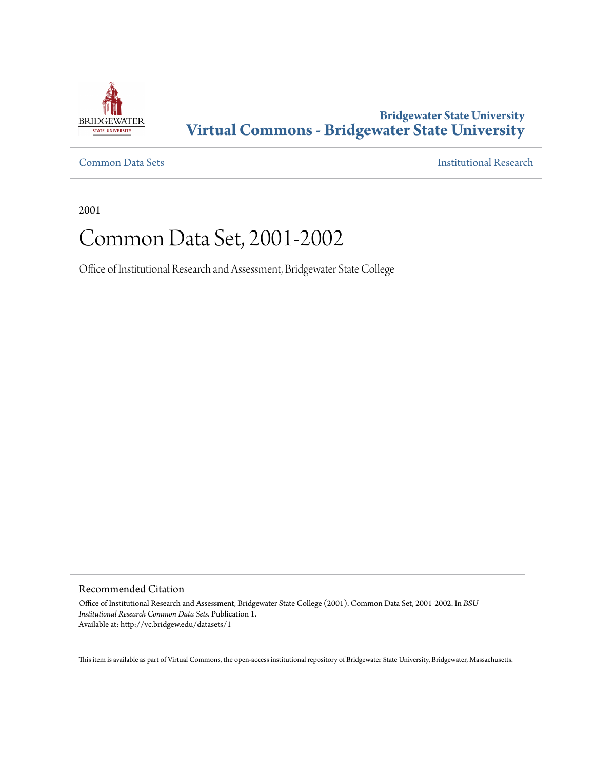Bridgewater State University
**Virtual Commons - Bridgewater State University**

Common Data Sets | Institutional Research

2001

# Common Data Set, 2001-2002

Office of Institutional Research and Assessment, Bridgewater State College

## Recommended Citation

Office of Institutional Research and Assessment, Bridgewater State College (2001). Common Data Set, 2001-2002. In *BSU Institutional Research Common Data Sets.* Publication 1.
Available at: http://vc.bridgew.edu/datasets/1

This item is available as part of Virtual Commons, the open-access institutional repository of Bridgewater State University, Bridgewater, Massachusetts.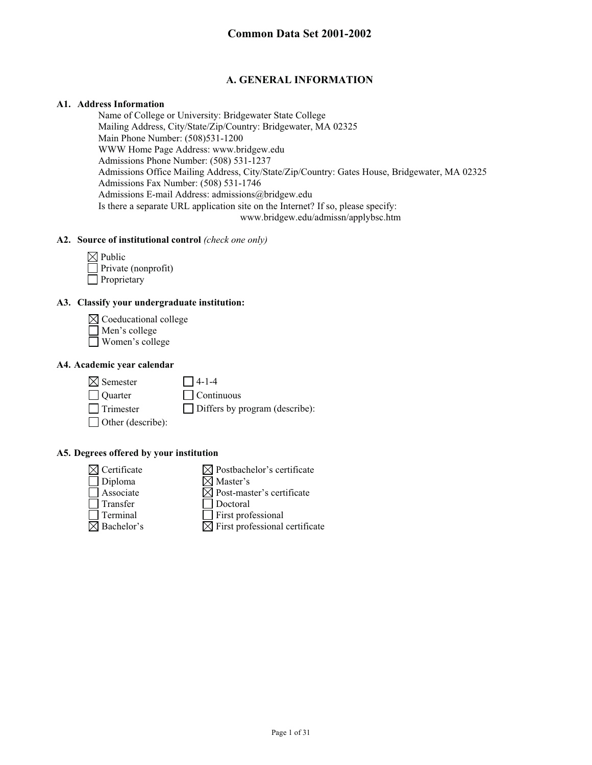# Common Data Set 2001-2002

## A. GENERAL INFORMATION

### A1. Address Information

Name of College or University: Bridgewater State College
Mailing Address, City/State/Zip/Country: Bridgewater, MA 02325
Main Phone Number: (508)531-1200
WWW Home Page Address: www.bridgew.edu
Admissions Phone Number: (508) 531-1237
Admissions Office Mailing Address, City/State/Zip/Country: Gates House, Bridgewater, MA 02325
Admissions Fax Number: (508) 531-1746
Admissions E-mail Address: admissions@bridgew.edu
Is there a separate URL application site on the Internet? If so, please specify:
www.bridgew.edu/admissn/applybsc.htm

### A2. Source of institutional control *(check one only)*

- ☒ Public
- ☐ Private (nonprofit)
- ☐ Proprietary

### A3. Classify your undergraduate institution:

- ☒ Coeducational college
- ☐ Men's college
- ☐ Women's college

### A4. Academic year calendar

- ☒ Semester
- ☐ Quarter
- ☐ Trimester
- ☐ Other (describe):
- ☐ 4-1-4
- ☐ Continuous
- ☐ Differs by program (describe):

### A5. Degrees offered by your institution

- ☒ Certificate
- ☐ Diploma
- ☐ Associate
- ☐ Transfer
- ☐ Terminal
- ☒ Bachelor's
- ☒ Postbachelor's certificate
- ☒ Master's
- ☒ Post-master's certificate
- ☐ Doctoral
- ☐ First professional
- ☒ First professional certificate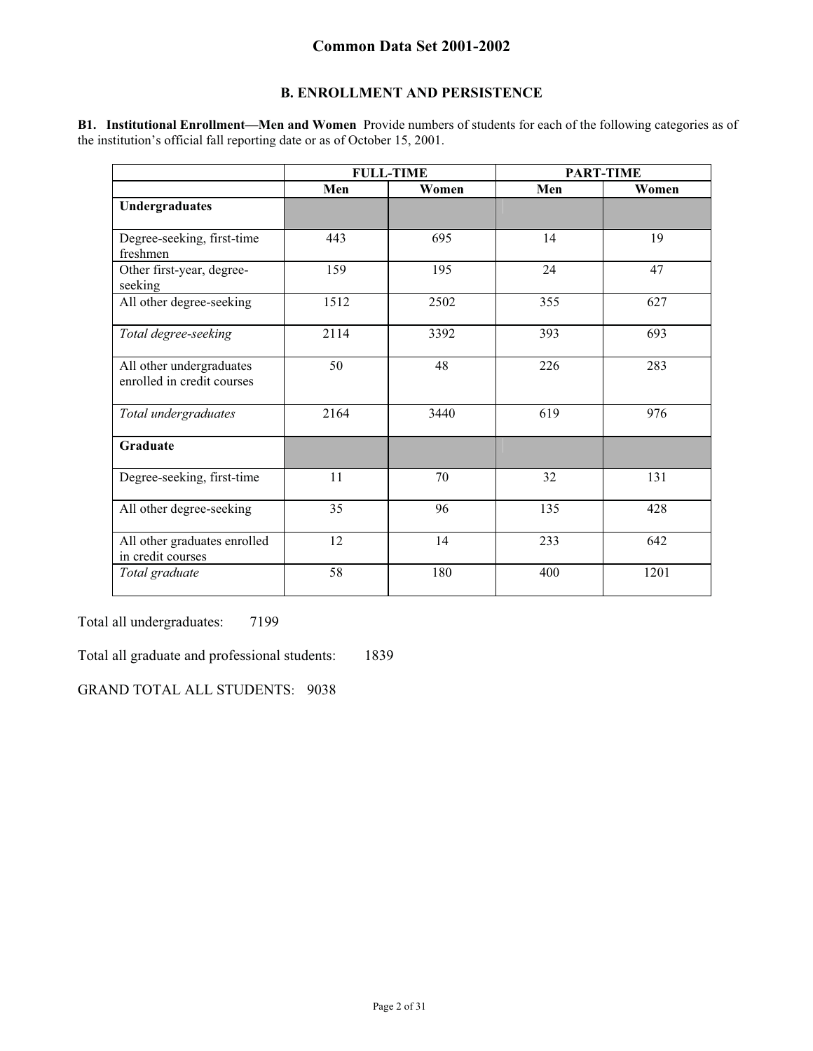# Common Data Set 2001-2002

## B. ENROLLMENT AND PERSISTENCE

**B1. Institutional Enrollment—Men and Women** Provide numbers of students for each of the following categories as of the institution's official fall reporting date or as of October 15, 2001.

| | FULL-TIME | | PART-TIME | |
|---|---|---|---|---|
| | **Men** | **Women** | **Men** | **Women** |
| **Undergraduates** | | | | |
| Degree-seeking, first-time freshmen | 443 | 695 | 14 | 19 |
| Other first-year, degree-seeking | 159 | 195 | 24 | 47 |
| All other degree-seeking | 1512 | 2502 | 355 | 627 |
| *Total degree-seeking* | 2114 | 3392 | 393 | 693 |
| All other undergraduates enrolled in credit courses | 50 | 48 | 226 | 283 |
| *Total undergraduates* | 2164 | 3440 | 619 | 976 |
| **Graduate** | | | | |
| Degree-seeking, first-time | 11 | 70 | 32 | 131 |
| All other degree-seeking | 35 | 96 | 135 | 428 |
| All other graduates enrolled in credit courses | 12 | 14 | 233 | 642 |
| *Total graduate* | 58 | 180 | 400 | 1201 |

Total all undergraduates: 7199

Total all graduate and professional students: 1839

GRAND TOTAL ALL STUDENTS: 9038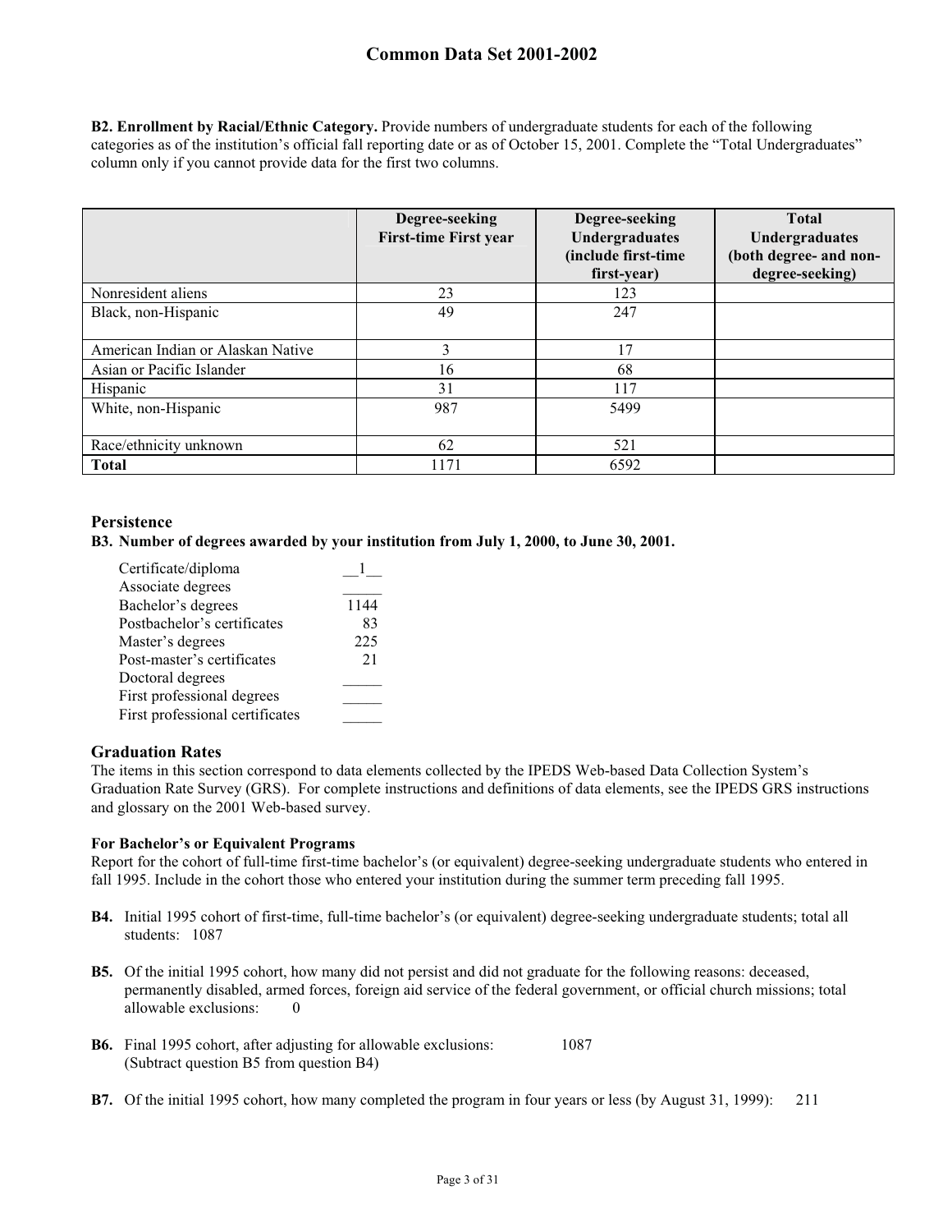**B2. Enrollment by Racial/Ethnic Category.** Provide numbers of undergraduate students for each of the following categories as of the institution's official fall reporting date or as of October 15, 2001. Complete the "Total Undergraduates" column only if you cannot provide data for the first two columns.

| | Degree-seeking First-time First year | Degree-seeking Undergraduates (include first-time first-year) | Total Undergraduates (both degree- and non-degree-seeking) |
|---|---|---|---|
| Nonresident aliens | 23 | 123 | |
| Black, non-Hispanic | 49 | 247 | |
| American Indian or Alaskan Native | 3 | 17 | |
| Asian or Pacific Islander | 16 | 68 | |
| Hispanic | 31 | 117 | |
| White, non-Hispanic | 987 | 5499 | |
| Race/ethnicity unknown | 62 | 521 | |
| **Total** | 1171 | 6592 | |

## Persistence

**B3. Number of degrees awarded by your institution from July 1, 2000, to June 30, 2001.**

| | |
|---|---|
| Certificate/diploma | 1 |
| Associate degrees | |
| Bachelor's degrees | 1144 |
| Postbachelor's certificates | 83 |
| Master's degrees | 225 |
| Post-master's certificates | 21 |
| Doctoral degrees | |
| First professional degrees | |
| First professional certificates | |

## Graduation Rates

The items in this section correspond to data elements collected by the IPEDS Web-based Data Collection System's Graduation Rate Survey (GRS). For complete instructions and definitions of data elements, see the IPEDS GRS instructions and glossary on the 2001 Web-based survey.

**For Bachelor's or Equivalent Programs**

Report for the cohort of full-time first-time bachelor's (or equivalent) degree-seeking undergraduate students who entered in fall 1995. Include in the cohort those who entered your institution during the summer term preceding fall 1995.

**B4.** Initial 1995 cohort of first-time, full-time bachelor's (or equivalent) degree-seeking undergraduate students; total all students: 1087

**B5.** Of the initial 1995 cohort, how many did not persist and did not graduate for the following reasons: deceased, permanently disabled, armed forces, foreign aid service of the federal government, or official church missions; total allowable exclusions: 0

**B6.** Final 1995 cohort, after adjusting for allowable exclusions: 1087
(Subtract question B5 from question B4)

**B7.** Of the initial 1995 cohort, how many completed the program in four years or less (by August 31, 1999): 211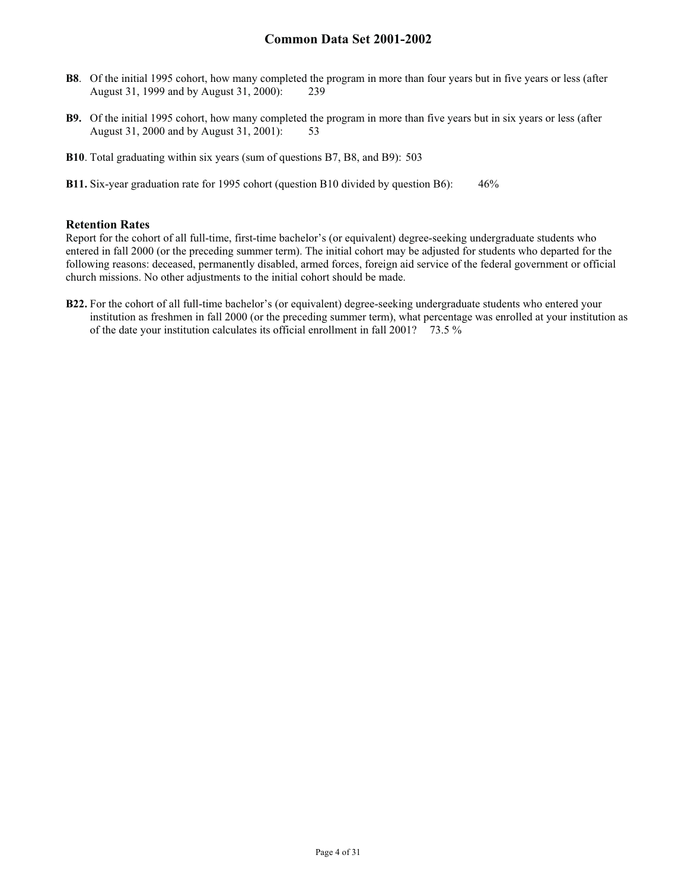**B8**. Of the initial 1995 cohort, how many completed the program in more than four years but in five years or less (after August 31, 1999 and by August 31, 2000): 239

**B9.** Of the initial 1995 cohort, how many completed the program in more than five years but in six years or less (after August 31, 2000 and by August 31, 2001): 53

**B10**. Total graduating within six years (sum of questions B7, B8, and B9): 503

**B11.** Six-year graduation rate for 1995 cohort (question B10 divided by question B6): 46%

### Retention Rates

Report for the cohort of all full-time, first-time bachelor's (or equivalent) degree-seeking undergraduate students who entered in fall 2000 (or the preceding summer term). The initial cohort may be adjusted for students who departed for the following reasons: deceased, permanently disabled, armed forces, foreign aid service of the federal government or official church missions. No other adjustments to the initial cohort should be made.

**B22.** For the cohort of all full-time bachelor's (or equivalent) degree-seeking undergraduate students who entered your institution as freshmen in fall 2000 (or the preceding summer term), what percentage was enrolled at your institution as of the date your institution calculates its official enrollment in fall 2001? 73.5 %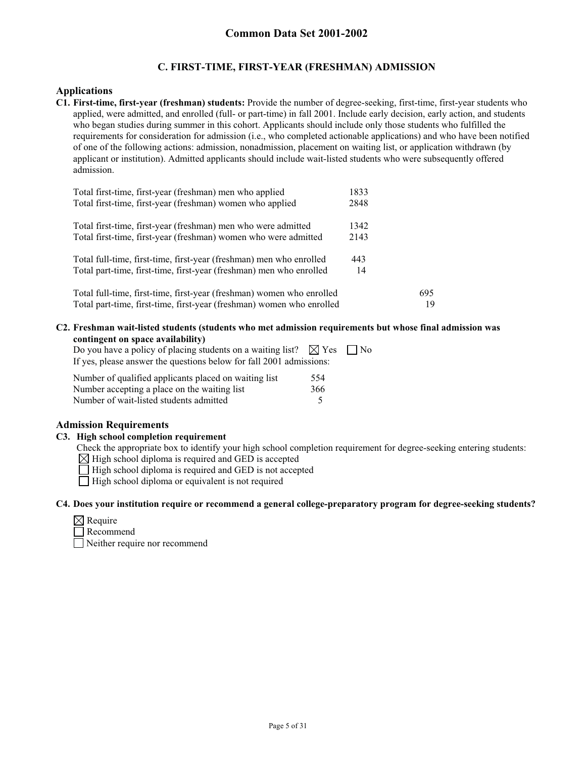## C. FIRST-TIME, FIRST-YEAR (FRESHMAN) ADMISSION

### Applications

**C1. First-time, first-year (freshman) students:** Provide the number of degree-seeking, first-time, first-year students who applied, were admitted, and enrolled (full- or part-time) in fall 2001. Include early decision, early action, and students who began studies during summer in this cohort. Applicants should include only those students who fulfilled the requirements for consideration for admission (i.e., who completed actionable applications) and who have been notified of one of the following actions: admission, nonadmission, placement on waiting list, or application withdrawn (by applicant or institution). Admitted applicants should include wait-listed students who were subsequently offered admission.

| | | |
|---|---|---|
| Total first-time, first-year (freshman) men who applied | 1833 | |
| Total first-time, first-year (freshman) women who applied | 2848 | |
| Total first-time, first-year (freshman) men who were admitted | 1342 | |
| Total first-time, first-year (freshman) women who were admitted | 2143 | |
| Total full-time, first-time, first-year (freshman) men who enrolled | 443 | |
| Total part-time, first-time, first-year (freshman) men who enrolled | 14 | |
| Total full-time, first-time, first-year (freshman) women who enrolled | | 695 |
| Total part-time, first-time, first-year (freshman) women who enrolled | | 19 |

**C2. Freshman wait-listed students (students who met admission requirements but whose final admission was contingent on space availability)**

Do you have a policy of placing students on a waiting list? ☒ Yes ☐ No

If yes, please answer the questions below for fall 2001 admissions:

| | |
|---|---|
| Number of qualified applicants placed on waiting list | 554 |
| Number accepting a place on the waiting list | 366 |
| Number of wait-listed students admitted | 5 |

### Admission Requirements

**C3. High school completion requirement**

Check the appropriate box to identify your high school completion requirement for degree-seeking entering students:

☒ High school diploma is required and GED is accepted

☐ High school diploma is required and GED is not accepted

☐ High school diploma or equivalent is not required

**C4. Does your institution require or recommend a general college-preparatory program for degree-seeking students?**

☒ Require

☐ Recommend

☐ Neither require nor recommend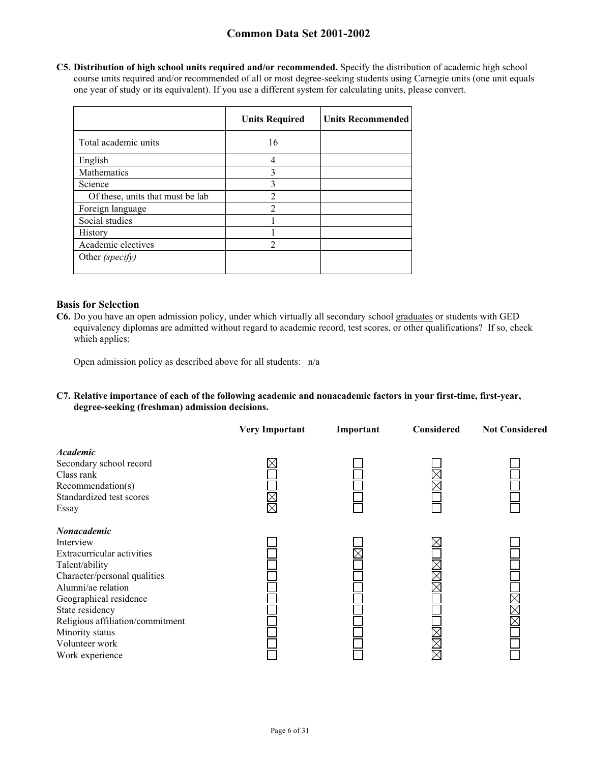**C5. Distribution of high school units required and/or recommended.** Specify the distribution of academic high school course units required and/or recommended of all or most degree-seeking students using Carnegie units (one unit equals one year of study or its equivalent). If you use a different system for calculating units, please convert.

| | Units Required | Units Recommended |
|---|---|---|
| Total academic units | 16 | |
| English | 4 | |
| Mathematics | 3 | |
| Science | 3 | |
| Of these, units that must be lab | 2 | |
| Foreign language | 2 | |
| Social studies | 1 | |
| History | 1 | |
| Academic electives | 2 | |
| Other *(specify)* | | |

### Basis for Selection

**C6.** Do you have an open admission policy, under which virtually all secondary school graduates or students with GED equivalency diplomas are admitted without regard to academic record, test scores, or other qualifications? If so, check which applies:

Open admission policy as described above for all students: n/a

**C7. Relative importance of each of the following academic and nonacademic factors in your first-time, first-year, degree-seeking (freshman) admission decisions.**

| | Very Important | Important | Considered | Not Considered |
|---|---|---|---|---|
| ***Academic*** | | | | |
| Secondary school record | X | | | |
| Class rank | | | X | |
| Recommendation(s) | | | X | |
| Standardized test scores | X | | | |
| Essay | X | | | |
| ***Nonacademic*** | | | | |
| Interview | | | X | |
| Extracurricular activities | | X | | |
| Talent/ability | | | X | |
| Character/personal qualities | | | X | |
| Alumni/ae relation | | | X | |
| Geographical residence | | | | X |
| State residency | | | | X |
| Religious affiliation/commitment | | | | X |
| Minority status | | | X | |
| Volunteer work | | | X | |
| Work experience | | | X | |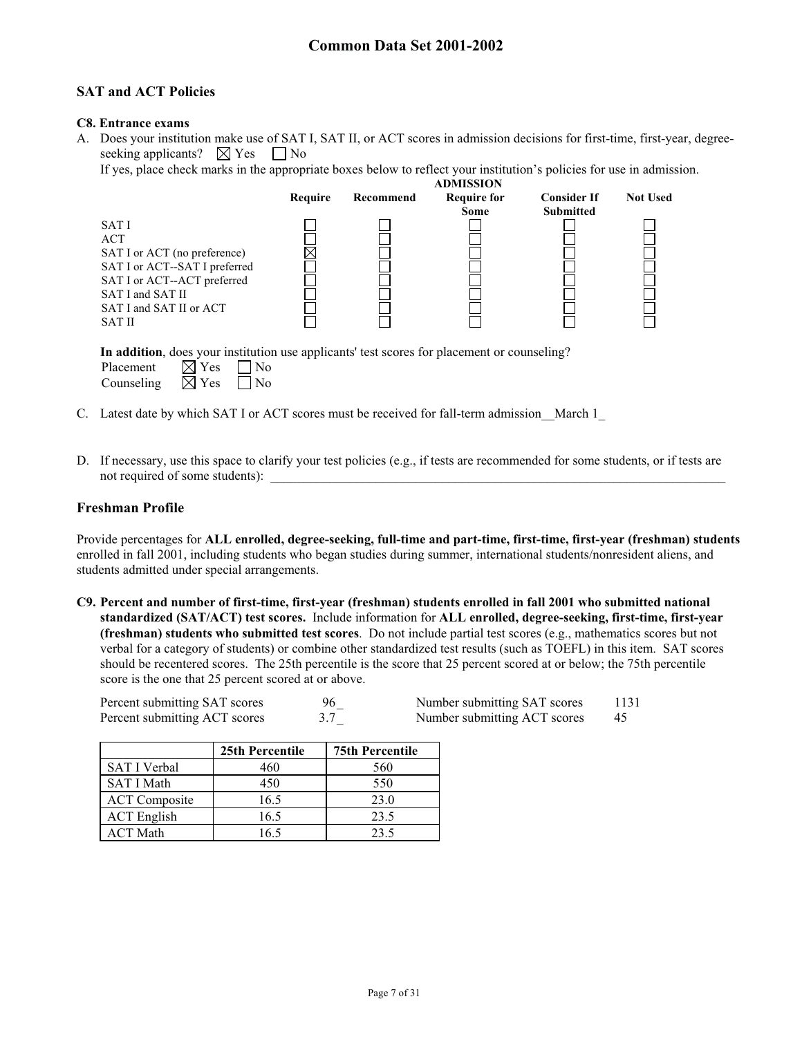## SAT and ACT Policies

**C8. Entrance exams**

A. Does your institution make use of SAT I, SAT II, or ACT scores in admission decisions for first-time, first-year, degree-seeking applicants? ☒ Yes ☐ No

If yes, place check marks in the appropriate boxes below to reflect your institution's policies for use in admission.

| | Require | Recommend | ADMISSION Require for Some | Consider If Submitted | Not Used |
|---|---|---|---|---|---|
| SAT I | ☐ | ☐ | ☐ | ☐ | ☐ |
| ACT | ☐ | ☐ | ☐ | ☐ | ☐ |
| SAT I or ACT (no preference) | ☒ | ☐ | ☐ | ☐ | ☐ |
| SAT I or ACT--SAT I preferred | ☐ | ☐ | ☐ | ☐ | ☐ |
| SAT I or ACT--ACT preferred | ☐ | ☐ | ☐ | ☐ | ☐ |
| SAT I and SAT II | ☐ | ☐ | ☐ | ☐ | ☐ |
| SAT I and SAT II or ACT | ☐ | ☐ | ☐ | ☐ | ☐ |
| SAT II | ☐ | ☐ | ☐ | ☐ | ☐ |

**In addition**, does your institution use applicants' test scores for placement or counseling?

Placement ☒ Yes ☐ No
Counseling ☒ Yes ☐ No

C. Latest date by which SAT I or ACT scores must be received for fall-term admission__March 1_

D. If necessary, use this space to clarify your test policies (e.g., if tests are recommended for some students, or if tests are not required of some students): ____________________

## Freshman Profile

Provide percentages for **ALL enrolled, degree-seeking, full-time and part-time, first-time, first-year (freshman) students** enrolled in fall 2001, including students who began studies during summer, international students/nonresident aliens, and students admitted under special arrangements.

**C9. Percent and number of first-time, first-year (freshman) students enrolled in fall 2001 who submitted national standardized (SAT/ACT) test scores.** Include information for **ALL enrolled, degree-seeking, first-time, first-year (freshman) students who submitted test scores**. Do not include partial test scores (e.g., mathematics scores but not verbal for a category of students) or combine other standardized test results (such as TOEFL) in this item. SAT scores should be recentered scores. The 25th percentile is the score that 25 percent scored at or below; the 75th percentile score is the one that 25 percent scored at or above.

| | | | |
|---|---|---|---|
| Percent submitting SAT scores | 96_ | Number submitting SAT scores | 1131 |
| Percent submitting ACT scores | 3.7_ | Number submitting ACT scores | 45 |

| | 25th Percentile | 75th Percentile |
|---|---|---|
| SAT I Verbal | 460 | 560 |
| SAT I Math | 450 | 550 |
| ACT Composite | 16.5 | 23.0 |
| ACT English | 16.5 | 23.5 |
| ACT Math | 16.5 | 23.5 |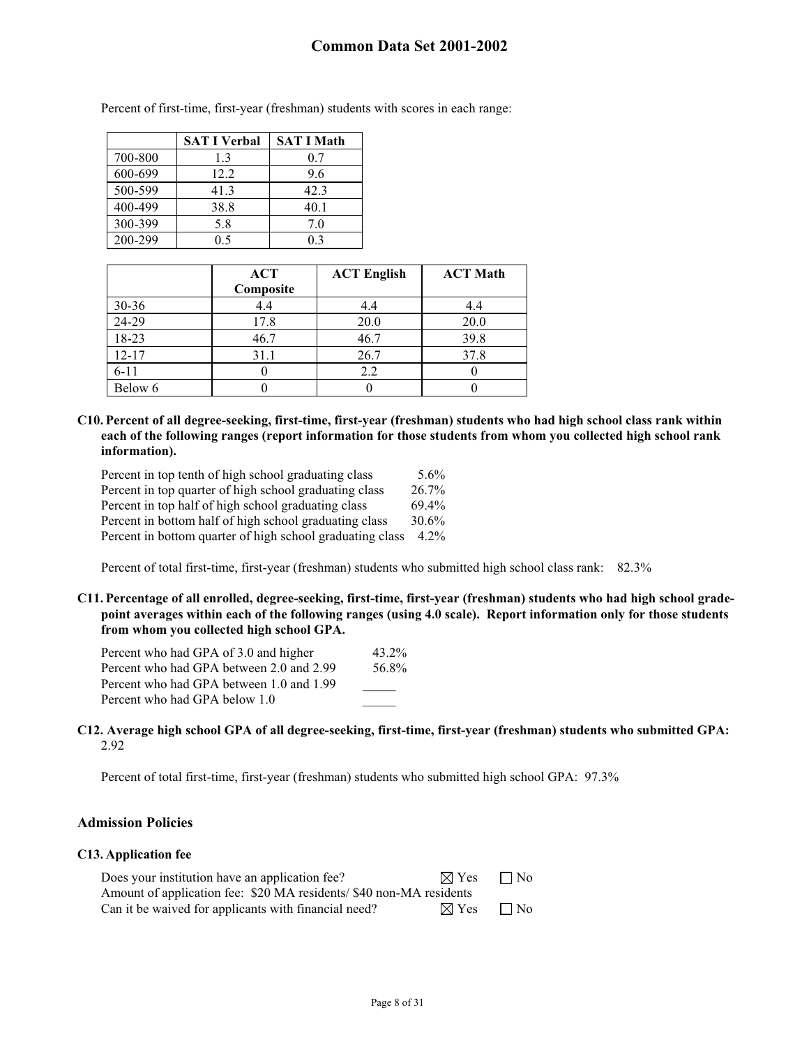Percent of first-time, first-year (freshman) students with scores in each range:

| | SAT I Verbal | SAT I Math |
|---|---|---|
| 700-800 | 1.3 | 0.7 |
| 600-699 | 12.2 | 9.6 |
| 500-599 | 41.3 | 42.3 |
| 400-499 | 38.8 | 40.1 |
| 300-399 | 5.8 | 7.0 |
| 200-299 | 0.5 | 0.3 |

| | ACT Composite | ACT English | ACT Math |
|---|---|---|---|
| 30-36 | 4.4 | 4.4 | 4.4 |
| 24-29 | 17.8 | 20.0 | 20.0 |
| 18-23 | 46.7 | 46.7 | 39.8 |
| 12-17 | 31.1 | 26.7 | 37.8 |
| 6-11 | 0 | 2.2 | 0 |
| Below 6 | 0 | 0 | 0 |

**C10. Percent of all degree-seeking, first-time, first-year (freshman) students who had high school class rank within each of the following ranges (report information for those students from whom you collected high school rank information).**

| | |
|---|---|
| Percent in top tenth of high school graduating class | 5.6% |
| Percent in top quarter of high school graduating class | 26.7% |
| Percent in top half of high school graduating class | 69.4% |
| Percent in bottom half of high school graduating class | 30.6% |
| Percent in bottom quarter of high school graduating class | 4.2% |

Percent of total first-time, first-year (freshman) students who submitted high school class rank: 82.3%

**C11. Percentage of all enrolled, degree-seeking, first-time, first-year (freshman) students who had high school grade-point averages within each of the following ranges (using 4.0 scale). Report information only for those students from whom you collected high school GPA.**

| | |
|---|---|
| Percent who had GPA of 3.0 and higher | 43.2% |
| Percent who had GPA between 2.0 and 2.99 | 56.8% |
| Percent who had GPA between 1.0 and 1.99 | _____ |
| Percent who had GPA below 1.0 | _____ |

**C12. Average high school GPA of all degree-seeking, first-time, first-year (freshman) students who submitted GPA:** 2.92

Percent of total first-time, first-year (freshman) students who submitted high school GPA: 97.3%

## Admission Policies

**C13. Application fee**

| | | |
|---|---|---|
| Does your institution have an application fee? | ☒ Yes | ☐ No |
| Amount of application fee: $20 MA residents/ $40 non-MA residents | | |
| Can it be waived for applicants with financial need? | ☒ Yes | ☐ No |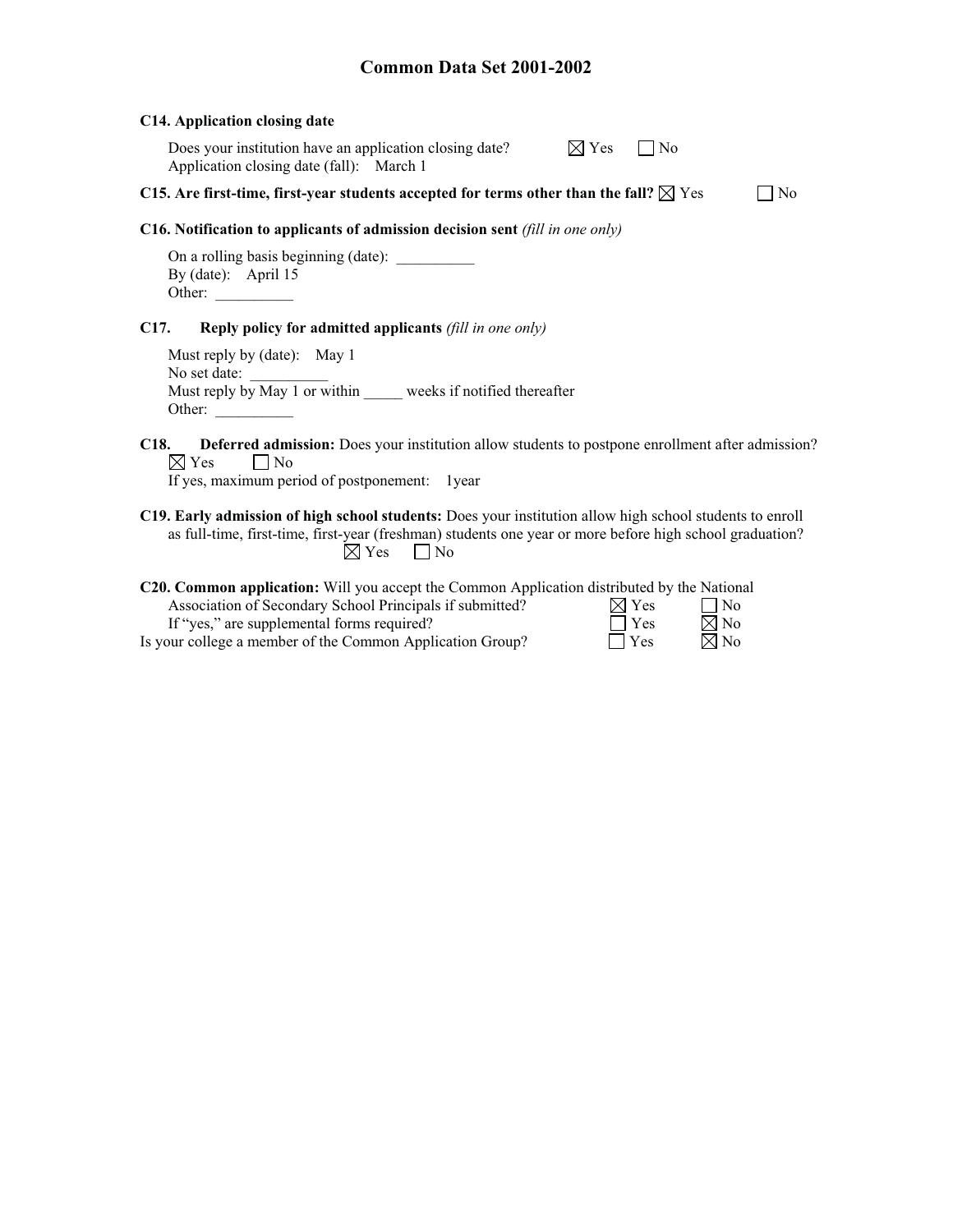# Common Data Set 2001-2002

**C14. Application closing date**

Does your institution have an application closing date? ☒ Yes ☐ No
Application closing date (fall): March 1

**C15. Are first-time, first-year students accepted for terms other than the fall?** ☒ Yes ☐ No

**C16. Notification to applicants of admission decision sent** *(fill in one only)*

On a rolling basis beginning (date): __________
By (date): April 15
Other: __________

**C17. Reply policy for admitted applicants** *(fill in one only)*

Must reply by (date): May 1
No set date: __________
Must reply by May 1 or within _____ weeks if notified thereafter
Other: __________

**C18. Deferred admission:** Does your institution allow students to postpone enrollment after admission?
☒ Yes ☐ No
If yes, maximum period of postponement: 1year

**C19. Early admission of high school students:** Does your institution allow high school students to enroll as full-time, first-time, first-year (freshman) students one year or more before high school graduation?
☒ Yes ☐ No

**C20. Common application:** Will you accept the Common Application distributed by the National Association of Secondary School Principals if submitted? ☒ Yes ☐ No
If "yes," are supplemental forms required? ☐ Yes ☒ No
Is your college a member of the Common Application Group? ☐ Yes ☒ No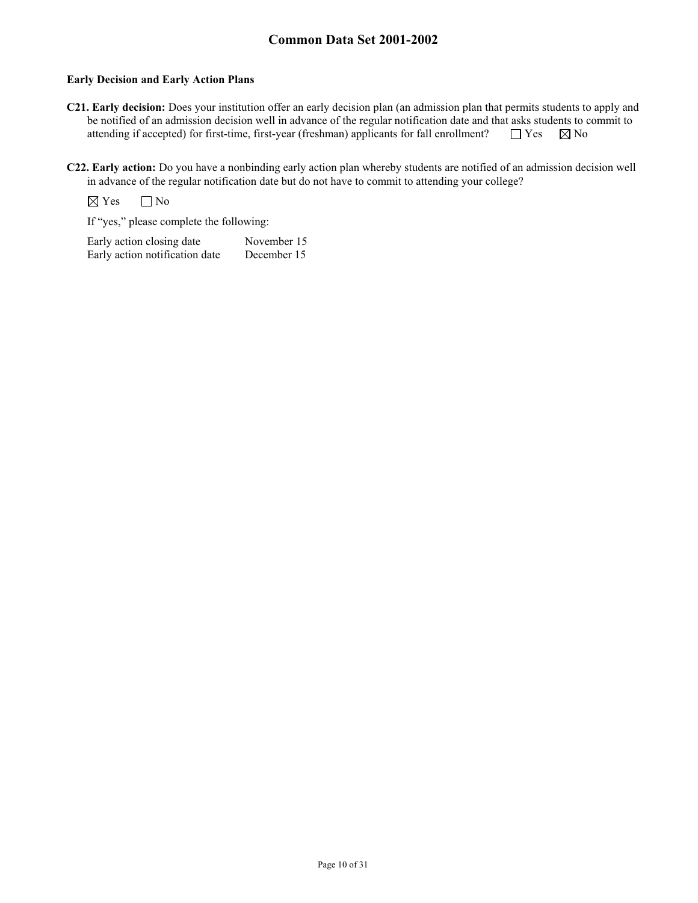**Early Decision and Early Action Plans**

**C21. Early decision:** Does your institution offer an early decision plan (an admission plan that permits students to apply and be notified of an admission decision well in advance of the regular notification date and that asks students to commit to attending if accepted) for first-time, first-year (freshman) applicants for fall enrollment? ☐ Yes ☒ No

**C22. Early action:** Do you have a nonbinding early action plan whereby students are notified of an admission decision well in advance of the regular notification date but do not have to commit to attending your college?

☒ Yes ☐ No

If "yes," please complete the following:

| | |
|---|---|
| Early action closing date | November 15 |
| Early action notification date | December 15 |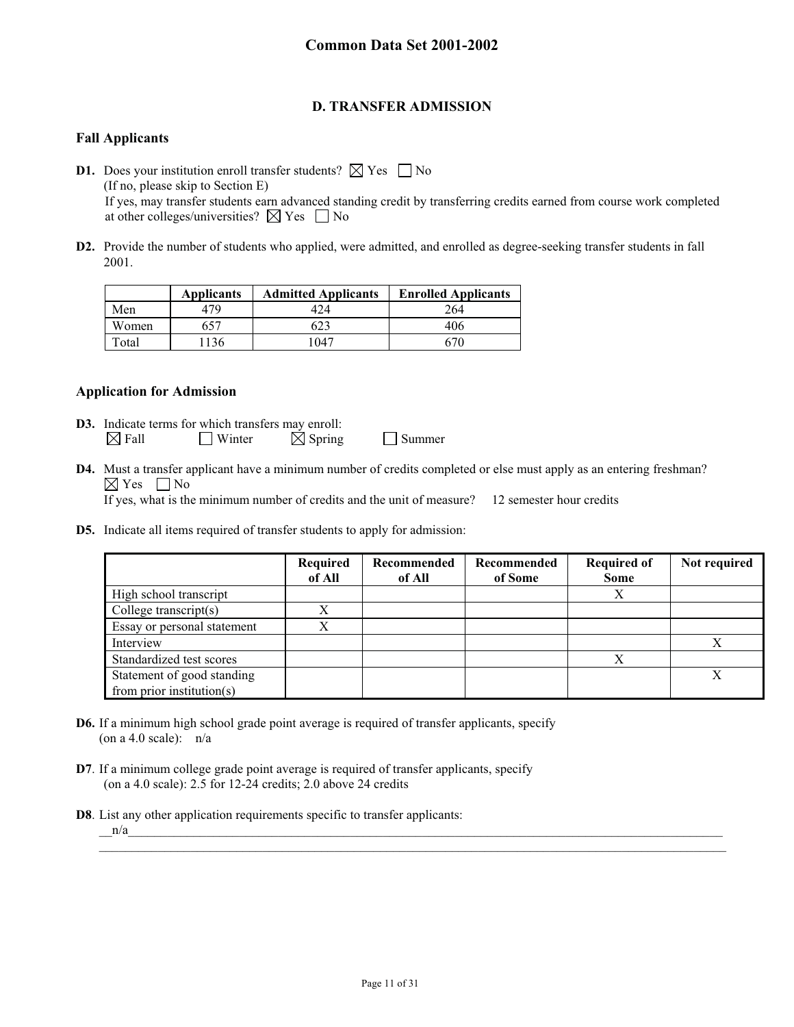## D. TRANSFER ADMISSION

### Fall Applicants

**D1.** Does your institution enroll transfer students? ☒ Yes ☐ No
(If no, please skip to Section E)
If yes, may transfer students earn advanced standing credit by transferring credits earned from course work completed at other colleges/universities? ☒ Yes ☐ No

**D2.** Provide the number of students who applied, were admitted, and enrolled as degree-seeking transfer students in fall 2001.

| | Applicants | Admitted Applicants | Enrolled Applicants |
|---|---|---|---|
| Men | 479 | 424 | 264 |
| Women | 657 | 623 | 406 |
| Total | 1136 | 1047 | 670 |

### Application for Admission

**D3.** Indicate terms for which transfers may enroll:
☒ Fall ☐ Winter ☒ Spring ☐ Summer

**D4.** Must a transfer applicant have a minimum number of credits completed or else must apply as an entering freshman?
☒ Yes ☐ No
If yes, what is the minimum number of credits and the unit of measure? 12 semester hour credits

**D5.** Indicate all items required of transfer students to apply for admission:

| | Required of All | Recommended of All | Recommended of Some | Required of Some | Not required |
|---|---|---|---|---|---|
| High school transcript | | | | X | |
| College transcript(s) | X | | | | |
| Essay or personal statement | X | | | | |
| Interview | | | | | X |
| Standardized test scores | | | | X | |
| Statement of good standing from prior institution(s) | | | | | X |

**D6.** If a minimum high school grade point average is required of transfer applicants, specify (on a 4.0 scale): n/a

**D7**. If a minimum college grade point average is required of transfer applicants, specify (on a 4.0 scale): 2.5 for 12-24 credits; 2.0 above 24 credits

**D8**. List any other application requirements specific to transfer applicants:
n/a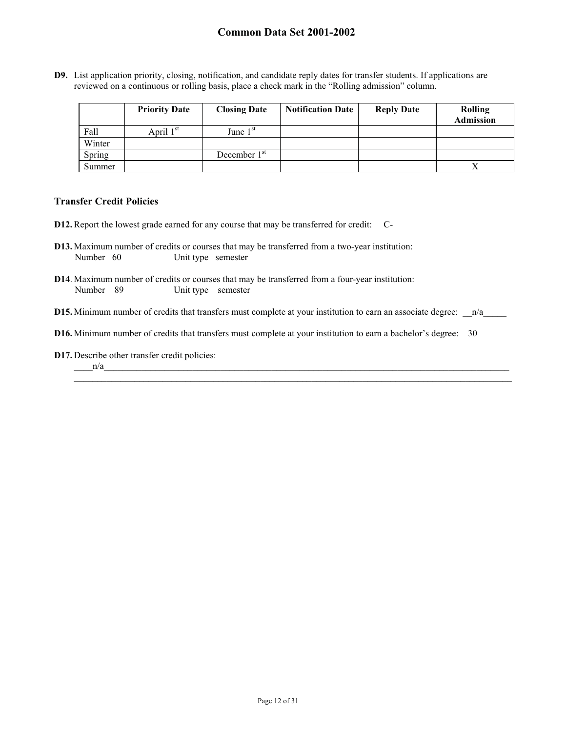**D9.** List application priority, closing, notification, and candidate reply dates for transfer students. If applications are reviewed on a continuous or rolling basis, place a check mark in the "Rolling admission" column.

| | Priority Date | Closing Date | Notification Date | Reply Date | Rolling Admission |
|---|---|---|---|---|---|
| Fall | April 1st | June 1st | | | |
| Winter | | | | | |
| Spring | | December 1st | | | |
| Summer | | | | | X |

### Transfer Credit Policies

**D12.** Report the lowest grade earned for any course that may be transferred for credit: C-

**D13.** Maximum number of credits or courses that may be transferred from a two-year institution:
Number 60 Unit type semester

**D14**. Maximum number of credits or courses that may be transferred from a four-year institution:
Number 89 Unit type semester

**D15.** Minimum number of credits that transfers must complete at your institution to earn an associate degree: __n/a_____

**D16.** Minimum number of credits that transfers must complete at your institution to earn a bachelor's degree: 30

**D17.** Describe other transfer credit policies:
____n/a________________________________________________________________________________________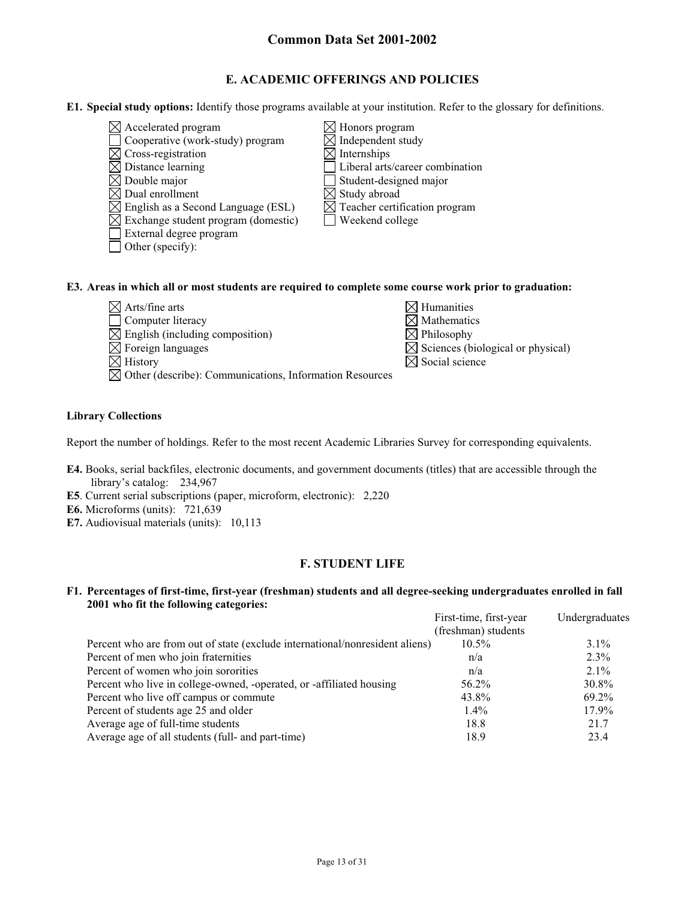## E. ACADEMIC OFFERINGS AND POLICIES

**E1. Special study options:** Identify those programs available at your institution. Refer to the glossary for definitions.

- ☒ Accelerated program
- ☐ Cooperative (work-study) program
- ☒ Cross-registration
- ☒ Distance learning
- ☒ Double major
- ☒ Dual enrollment
- ☒ English as a Second Language (ESL)
- ☒ Exchange student program (domestic)
- ☐ External degree program
- ☐ Other (specify):
- ☒ Honors program
- ☒ Independent study
- ☒ Internships
- ☐ Liberal arts/career combination
- ☐ Student-designed major
- ☒ Study abroad
- ☒ Teacher certification program
- ☐ Weekend college

**E3. Areas in which all or most students are required to complete some course work prior to graduation:**

- ☒ Arts/fine arts
- ☐ Computer literacy
- ☒ English (including composition)
- ☒ Foreign languages
- ☒ History
- ☒ Other (describe): Communications, Information Resources
- ☒ Humanities
- ☒ Mathematics
- ☒ Philosophy
- ☒ Sciences (biological or physical)
- ☒ Social science

**Library Collections**

Report the number of holdings. Refer to the most recent Academic Libraries Survey for corresponding equivalents.

**E4.** Books, serial backfiles, electronic documents, and government documents (titles) that are accessible through the library's catalog: 234,967

**E5**. Current serial subscriptions (paper, microform, electronic): 2,220

**E6.** Microforms (units): 721,639

**E7.** Audiovisual materials (units): 10,113

## F. STUDENT LIFE

**F1. Percentages of first-time, first-year (freshman) students and all degree-seeking undergraduates enrolled in fall 2001 who fit the following categories:**

| | First-time, first-year (freshman) students | Undergraduates |
|---|---|---|
| Percent who are from out of state (exclude international/nonresident aliens) | 10.5% | 3.1% |
| Percent of men who join fraternities | n/a | 2.3% |
| Percent of women who join sororities | n/a | 2.1% |
| Percent who live in college-owned, -operated, or -affiliated housing | 56.2% | 30.8% |
| Percent who live off campus or commute | 43.8% | 69.2% |
| Percent of students age 25 and older | 1.4% | 17.9% |
| Average age of full-time students | 18.8 | 21.7 |
| Average age of all students (full- and part-time) | 18.9 | 23.4 |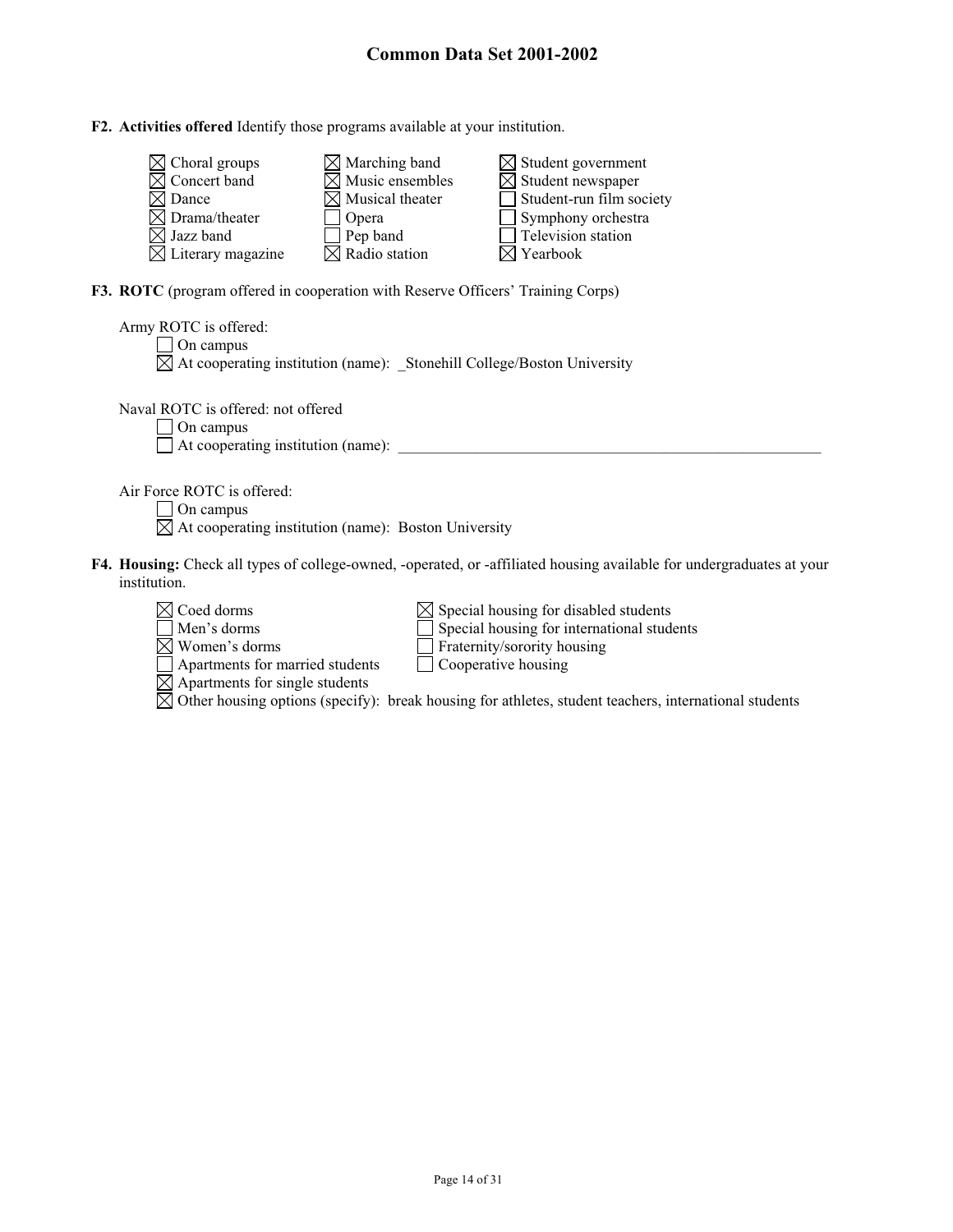**F2. Activities offered** Identify those programs available at your institution.

- [x] Choral groups
- [x] Concert band
- [x] Dance
- [x] Drama/theater
- [x] Jazz band
- [x] Literary magazine
- [x] Marching band
- [x] Music ensembles
- [x] Musical theater
- [ ] Opera
- [ ] Pep band
- [x] Radio station
- [x] Student government
- [x] Student newspaper
- [ ] Student-run film society
- [ ] Symphony orchestra
- [ ] Television station
- [x] Yearbook

**F3. ROTC** (program offered in cooperation with Reserve Officers' Training Corps)

Army ROTC is offered:

- [ ] On campus
- [x] At cooperating institution (name): _Stonehill College/Boston University

Naval ROTC is offered: not offered

- [ ] On campus
- [ ] At cooperating institution (name): ______________________________

Air Force ROTC is offered:

- [ ] On campus
- [x] At cooperating institution (name): Boston University

**F4. Housing:** Check all types of college-owned, -operated, or -affiliated housing available for undergraduates at your institution.

- [x] Coed dorms
- [ ] Men's dorms
- [x] Women's dorms
- [ ] Apartments for married students
- [x] Apartments for single students
- [x] Special housing for disabled students
- [ ] Special housing for international students
- [ ] Fraternity/sorority housing
- [ ] Cooperative housing
- [x] Other housing options (specify): break housing for athletes, student teachers, international students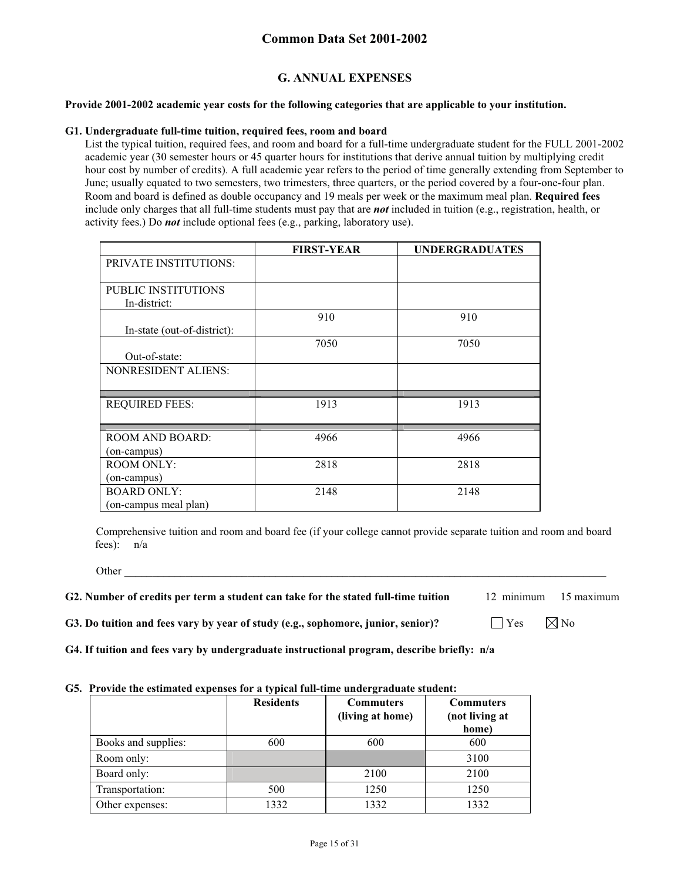## G. ANNUAL EXPENSES

**Provide 2001-2002 academic year costs for the following categories that are applicable to your institution.**

**G1. Undergraduate full-time tuition, required fees, room and board**

List the typical tuition, required fees, and room and board for a full-time undergraduate student for the FULL 2001-2002 academic year (30 semester hours or 45 quarter hours for institutions that derive annual tuition by multiplying credit hour cost by number of credits). A full academic year refers to the period of time generally extending from September to June; usually equated to two semesters, two trimesters, three quarters, or the period covered by a four-one-four plan. Room and board is defined as double occupancy and 19 meals per week or the maximum meal plan. **Required fees** include only charges that all full-time students must pay that are ***not*** included in tuition (e.g., registration, health, or activity fees.) Do ***not*** include optional fees (e.g., parking, laboratory use).

| | FIRST-YEAR | UNDERGRADUATES |
|---|---|---|
| PRIVATE INSTITUTIONS: | | |
| PUBLIC INSTITUTIONS In-district: | | |
| In-state (out-of-district): | 910 | 910 |
| Out-of-state: | 7050 | 7050 |
| NONRESIDENT ALIENS: | | |
| REQUIRED FEES: | 1913 | 1913 |
| ROOM AND BOARD: (on-campus) | 4966 | 4966 |
| ROOM ONLY: (on-campus) | 2818 | 2818 |
| BOARD ONLY: (on-campus meal plan) | 2148 | 2148 |

Comprehensive tuition and room and board fee (if your college cannot provide separate tuition and room and board fees): n/a

Other ______________________________

**G2. Number of credits per term a student can take for the stated full-time tuition** 12 minimum 15 maximum

**G3. Do tuition and fees vary by year of study (e.g., sophomore, junior, senior)?** ☐ Yes ☒ No

**G4. If tuition and fees vary by undergraduate instructional program, describe briefly: n/a**

**G5. Provide the estimated expenses for a typical full-time undergraduate student:**

| | Residents | Commuters (living at home) | Commuters (not living at home) |
|---|---|---|---|
| Books and supplies: | 600 | 600 | 600 |
| Room only: | | | 3100 |
| Board only: | | 2100 | 2100 |
| Transportation: | 500 | 1250 | 1250 |
| Other expenses: | 1332 | 1332 | 1332 |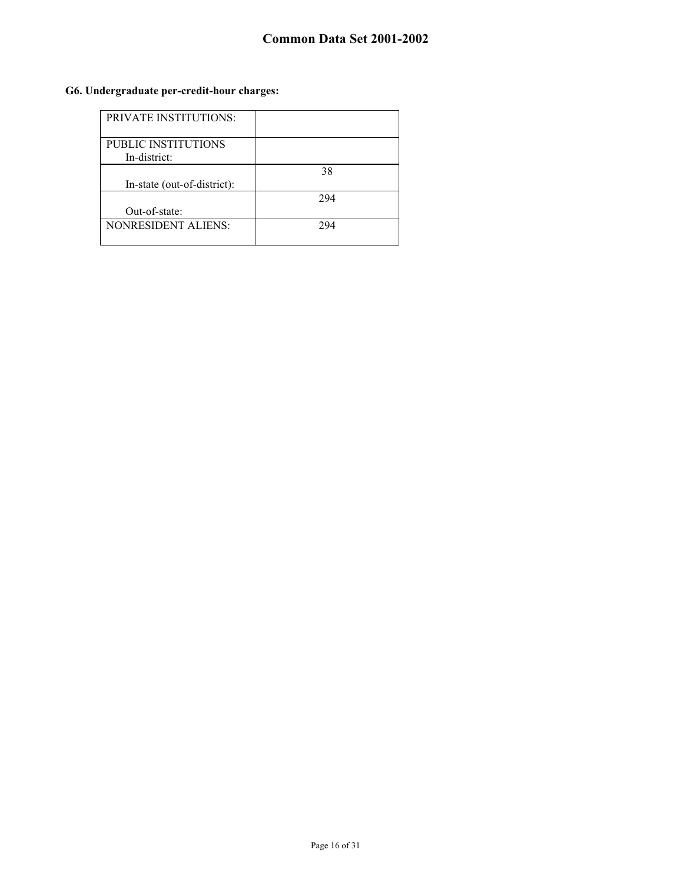### G6. Undergraduate per-credit-hour charges:

| | |
|---|---|
| PRIVATE INSTITUTIONS: | |
| PUBLIC INSTITUTIONS<br>In-district: | |
| In-state (out-of-district): | 38 |
| Out-of-state: | 294 |
| NONRESIDENT ALIENS: | 294 |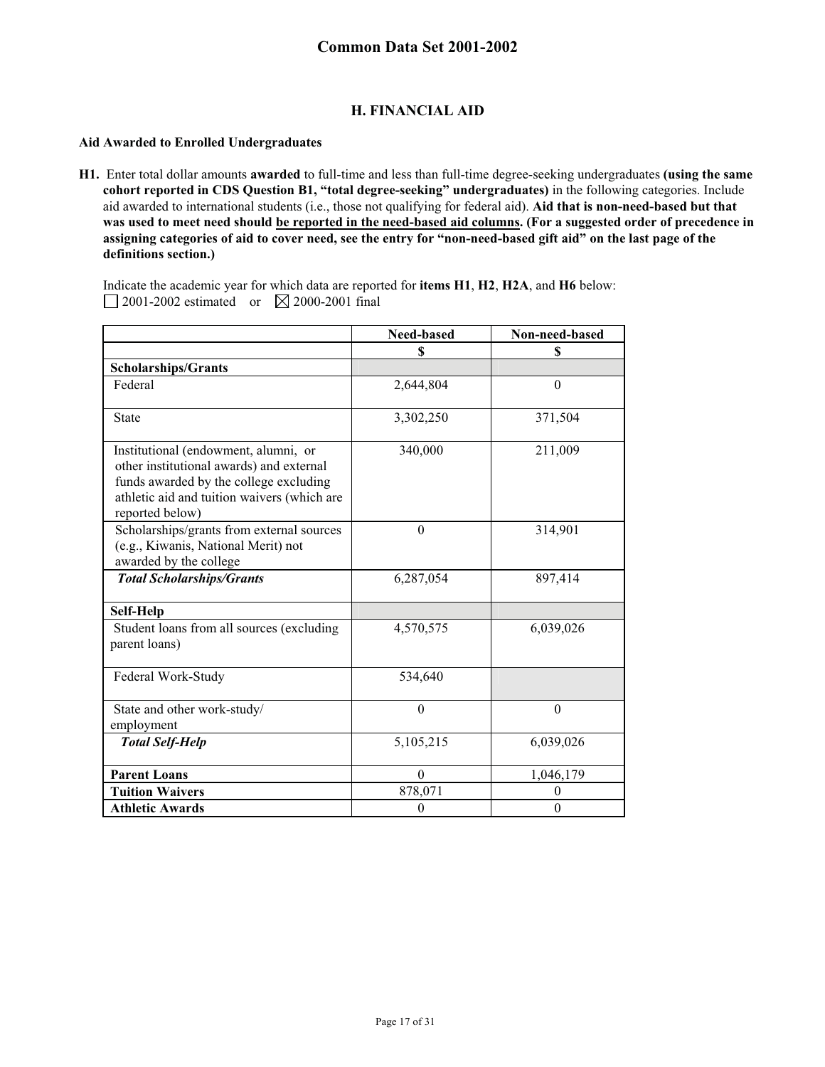## H. FINANCIAL AID

### Aid Awarded to Enrolled Undergraduates

**H1.** Enter total dollar amounts **awarded** to full-time and less than full-time degree-seeking undergraduates **(using the same cohort reported in CDS Question B1, "total degree-seeking" undergraduates)** in the following categories. Include aid awarded to international students (i.e., those not qualifying for federal aid). **Aid that is non-need-based but that was used to meet need should be reported in the need-based aid columns. (For a suggested order of precedence in assigning categories of aid to cover need, see the entry for "non-need-based gift aid" on the last page of the definitions section.)**

Indicate the academic year for which data are reported for **items H1**, **H2**, **H2A**, and **H6** below:
☐ 2001-2002 estimated or ☒ 2000-2001 final

| | Need-based | Non-need-based |
|---|---|---|
| | $ | $ |
| **Scholarships/Grants** | | |
| Federal | 2,644,804 | 0 |
| State | 3,302,250 | 371,504 |
| Institutional (endowment, alumni, or other institutional awards) and external funds awarded by the college excluding athletic aid and tuition waivers (which are reported below) | 340,000 | 211,009 |
| Scholarships/grants from external sources (e.g., Kiwanis, National Merit) not awarded by the college | 0 | 314,901 |
| ***Total Scholarships/Grants*** | 6,287,054 | 897,414 |
| **Self-Help** | | |
| Student loans from all sources (excluding parent loans) | 4,570,575 | 6,039,026 |
| Federal Work-Study | 534,640 | |
| State and other work-study/ employment | 0 | 0 |
| ***Total Self-Help*** | 5,105,215 | 6,039,026 |
| **Parent Loans** | 0 | 1,046,179 |
| **Tuition Waivers** | 878,071 | 0 |
| **Athletic Awards** | 0 | 0 |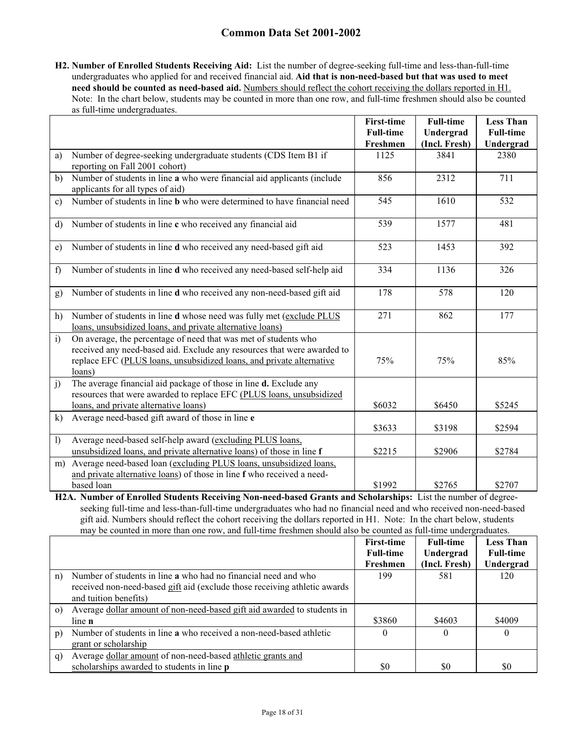**H2. Number of Enrolled Students Receiving Aid:** List the number of degree-seeking full-time and less-than-full-time undergraduates who applied for and received financial aid. **Aid that is non-need-based but that was used to meet need should be counted as need-based aid.** Numbers should reflect the cohort receiving the dollars reported in H1. Note: In the chart below, students may be counted in more than one row, and full-time freshmen should also be counted as full-time undergraduates.

| | First-time Full-time Freshmen | Full-time Undergrad (Incl. Fresh) | Less Than Full-time Undergrad |
|---|---|---|---|
| a) Number of degree-seeking undergraduate students (CDS Item B1 if reporting on Fall 2001 cohort) | 1125 | 3841 | 2380 |
| b) Number of students in line **a** who were financial aid applicants (include applicants for all types of aid) | 856 | 2312 | 711 |
| c) Number of students in line **b** who were determined to have financial need | 545 | 1610 | 532 |
| d) Number of students in line **c** who received any financial aid | 539 | 1577 | 481 |
| e) Number of students in line **d** who received any need-based gift aid | 523 | 1453 | 392 |
| f) Number of students in line **d** who received any need-based self-help aid | 334 | 1136 | 326 |
| g) Number of students in line **d** who received any non-need-based gift aid | 178 | 578 | 120 |
| h) Number of students in line **d** whose need was fully met (exclude PLUS loans, unsubsidized loans, and private alternative loans) | 271 | 862 | 177 |
| i) On average, the percentage of need that was met of students who received any need-based aid. Exclude any resources that were awarded to replace EFC (PLUS loans, unsubsidized loans, and private alternative loans) | 75% | 75% | 85% |
| j) The average financial aid package of those in line **d.** Exclude any resources that were awarded to replace EFC (PLUS loans, unsubsidized loans, and private alternative loans) | $6032 | $6450 | $5245 |
| k) Average need-based gift award of those in line **e** | $3633 | $3198 | $2594 |
| l) Average need-based self-help award (excluding PLUS loans, unsubsidized loans, and private alternative loans) of those in line **f** | $2215 | $2906 | $2784 |
| m) Average need-based loan (excluding PLUS loans, unsubsidized loans, and private alternative loans) of those in line **f** who received a need-based loan | $1992 | $2765 | $2707 |

**H2A. Number of Enrolled Students Receiving Non-need-based Grants and Scholarships:** List the number of degree-seeking full-time and less-than-full-time undergraduates who had no financial need and who received non-need-based gift aid. Numbers should reflect the cohort receiving the dollars reported in H1. Note: In the chart below, students may be counted in more than one row, and full-time freshmen should also be counted as full-time undergraduates.

| | First-time Full-time Freshmen | Full-time Undergrad (Incl. Fresh) | Less Than Full-time Undergrad |
|---|---|---|---|
| n) Number of students in line **a** who had no financial need and who received non-need-based gift aid (exclude those receiving athletic awards and tuition benefits) | 199 | 581 | 120 |
| o) Average dollar amount of non-need-based gift aid awarded to students in line **n** | $3860 | $4603 | $4009 |
| p) Number of students in line **a** who received a non-need-based athletic grant or scholarship | 0 | 0 | 0 |
| q) Average dollar amount of non-need-based athletic grants and scholarships awarded to students in line **p** | $0 | $0 | $0 |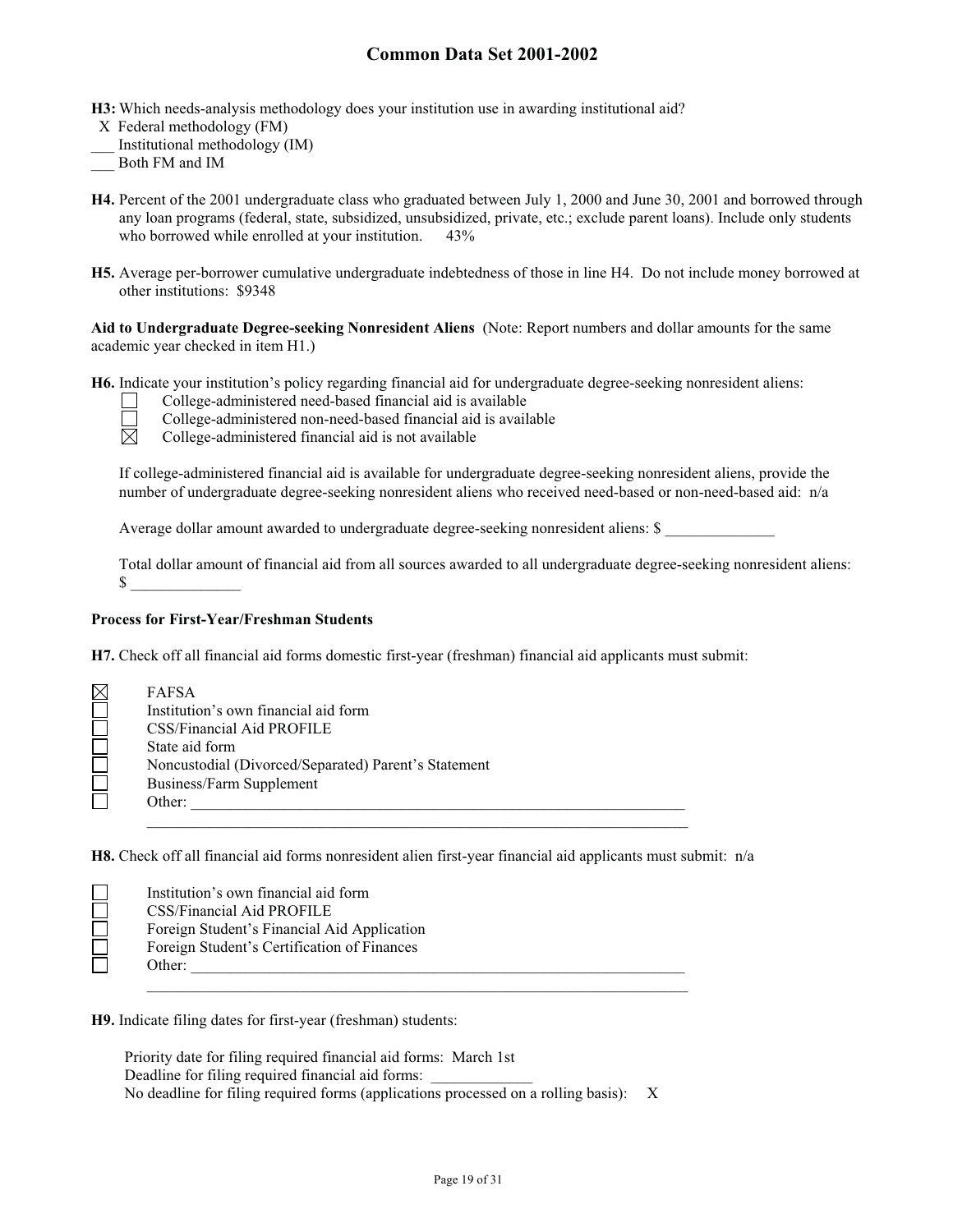**H3:** Which needs-analysis methodology does your institution use in awarding institutional aid?

X Federal methodology (FM)
___ Institutional methodology (IM)
___ Both FM and IM

**H4.** Percent of the 2001 undergraduate class who graduated between July 1, 2000 and June 30, 2001 and borrowed through any loan programs (federal, state, subsidized, unsubsidized, private, etc.; exclude parent loans). Include only students who borrowed while enrolled at your institution. 43%

**H5.** Average per-borrower cumulative undergraduate indebtedness of those in line H4. Do not include money borrowed at other institutions: $9348

**Aid to Undergraduate Degree-seeking Nonresident Aliens** (Note: Report numbers and dollar amounts for the same academic year checked in item H1.)

**H6.** Indicate your institution's policy regarding financial aid for undergraduate degree-seeking nonresident aliens:

- ☐ College-administered need-based financial aid is available
- ☐ College-administered non-need-based financial aid is available
- ☒ College-administered financial aid is not available

If college-administered financial aid is available for undergraduate degree-seeking nonresident aliens, provide the number of undergraduate degree-seeking nonresident aliens who received need-based or non-need-based aid: n/a

Average dollar amount awarded to undergraduate degree-seeking nonresident aliens: $ ______________

Total dollar amount of financial aid from all sources awarded to all undergraduate degree-seeking nonresident aliens: $ ______________

**Process for First-Year/Freshman Students**

**H7.** Check off all financial aid forms domestic first-year (freshman) financial aid applicants must submit:

- ☒ FAFSA
- ☐ Institution's own financial aid form
- ☐ CSS/Financial Aid PROFILE
- ☐ State aid form
- ☐ Noncustodial (Divorced/Separated) Parent's Statement
- ☐ Business/Farm Supplement
- ☐ Other: ____________________________________________

**H8.** Check off all financial aid forms nonresident alien first-year financial aid applicants must submit: n/a

- ☐ Institution's own financial aid form
- ☐ CSS/Financial Aid PROFILE
- ☐ Foreign Student's Financial Aid Application
- ☐ Foreign Student's Certification of Finances
- ☐ Other: ____________________________________________

**H9.** Indicate filing dates for first-year (freshman) students:

Priority date for filing required financial aid forms: March 1st
Deadline for filing required financial aid forms: _____________
No deadline for filing required forms (applications processed on a rolling basis): X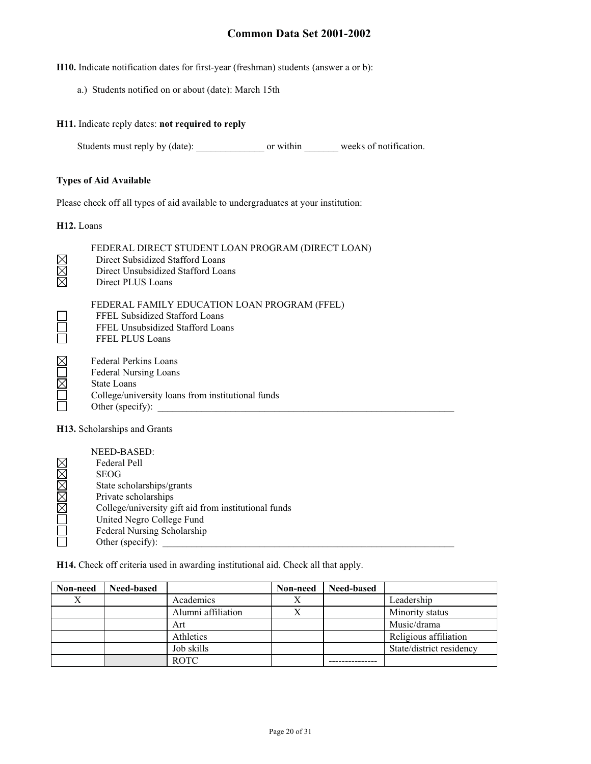**H10.** Indicate notification dates for first-year (freshman) students (answer a or b):

a.) Students notified on or about (date): March 15th

**H11.** Indicate reply dates: **not required to reply**

Students must reply by (date): ______________ or within _______ weeks of notification.

**Types of Aid Available**

Please check off all types of aid available to undergraduates at your institution:

**H12.** Loans

FEDERAL DIRECT STUDENT LOAN PROGRAM (DIRECT LOAN)

- ☒ Direct Subsidized Stafford Loans
- ☒ Direct Unsubsidized Stafford Loans
- ☒ Direct PLUS Loans

FEDERAL FAMILY EDUCATION LOAN PROGRAM (FFEL)

- ☐ FFEL Subsidized Stafford Loans
- ☐ FFEL Unsubsidized Stafford Loans
- ☐ FFEL PLUS Loans

- ☒ Federal Perkins Loans
- ☐ Federal Nursing Loans
- ☒ State Loans
- ☐ College/university loans from institutional funds
- ☐ Other (specify): ________________________________

**H13.** Scholarships and Grants

NEED-BASED:

- ☒ Federal Pell
- ☒ SEOG
- ☒ State scholarships/grants
- ☒ Private scholarships
- ☒ College/university gift aid from institutional funds
- ☐ United Negro College Fund
- ☐ Federal Nursing Scholarship
- ☐ Other (specify): ________________________________

**H14.** Check off criteria used in awarding institutional aid. Check all that apply.

| Non-need | Need-based | | Non-need | Need-based | |
|---|---|---|---|---|---|
| X | | Academics | X | | Leadership |
| | | Alumni affiliation | X | | Minority status |
| | | Art | | | Music/drama |
| | | Athletics | | | Religious affiliation |
| | | Job skills | | | State/district residency |
| | | ROTC | | --------------- | |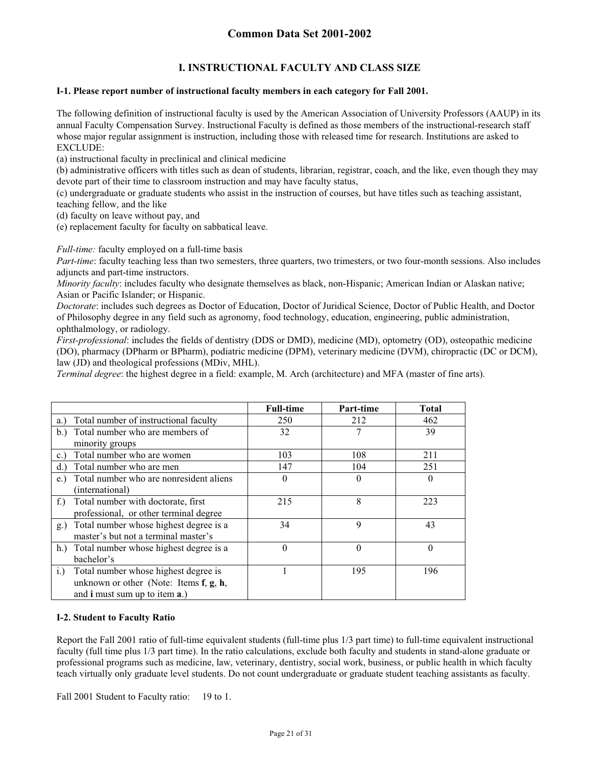# Common Data Set 2001-2002

## I. INSTRUCTIONAL FACULTY AND CLASS SIZE

### I-1. Please report number of instructional faculty members in each category for Fall 2001.

The following definition of instructional faculty is used by the American Association of University Professors (AAUP) in its annual Faculty Compensation Survey. Instructional Faculty is defined as those members of the instructional-research staff whose major regular assignment is instruction, including those with released time for research. Institutions are asked to EXCLUDE:

(a) instructional faculty in preclinical and clinical medicine
(b) administrative officers with titles such as dean of students, librarian, registrar, coach, and the like, even though they may devote part of their time to classroom instruction and may have faculty status,
(c) undergraduate or graduate students who assist in the instruction of courses, but have titles such as teaching assistant, teaching fellow, and the like
(d) faculty on leave without pay, and
(e) replacement faculty for faculty on sabbatical leave.

*Full-time:* faculty employed on a full-time basis
*Part-time*: faculty teaching less than two semesters, three quarters, two trimesters, or two four-month sessions. Also includes adjuncts and part-time instructors.
*Minority faculty*: includes faculty who designate themselves as black, non-Hispanic; American Indian or Alaskan native; Asian or Pacific Islander; or Hispanic.
*Doctorate*: includes such degrees as Doctor of Education, Doctor of Juridical Science, Doctor of Public Health, and Doctor of Philosophy degree in any field such as agronomy, food technology, education, engineering, public administration, ophthalmology, or radiology.
*First-professional*: includes the fields of dentistry (DDS or DMD), medicine (MD), optometry (OD), osteopathic medicine (DO), pharmacy (DPharm or BPharm), podiatric medicine (DPM), veterinary medicine (DVM), chiropractic (DC or DCM), law (JD) and theological professions (MDiv, MHL).
*Terminal degree*: the highest degree in a field: example, M. Arch (architecture) and MFA (master of fine arts).

| | Full-time | Part-time | Total |
|---|---|---|---|
| a.) Total number of instructional faculty | 250 | 212 | 462 |
| b.) Total number who are members of minority groups | 32 | 7 | 39 |
| c.) Total number who are women | 103 | 108 | 211 |
| d.) Total number who are men | 147 | 104 | 251 |
| e.) Total number who are nonresident aliens (international) | 0 | 0 | 0 |
| f.) Total number with doctorate, first professional, or other terminal degree | 215 | 8 | 223 |
| g.) Total number whose highest degree is a master's but not a terminal master's | 34 | 9 | 43 |
| h.) Total number whose highest degree is a bachelor's | 0 | 0 | 0 |
| i.) Total number whose highest degree is unknown or other (Note: Items **f**, **g**, **h**, and **i** must sum up to item **a**.) | 1 | 195 | 196 |

### I-2. Student to Faculty Ratio

Report the Fall 2001 ratio of full-time equivalent students (full-time plus 1/3 part time) to full-time equivalent instructional faculty (full time plus 1/3 part time). In the ratio calculations, exclude both faculty and students in stand-alone graduate or professional programs such as medicine, law, veterinary, dentistry, social work, business, or public health in which faculty teach virtually only graduate level students. Do not count undergraduate or graduate student teaching assistants as faculty.

Fall 2001 Student to Faculty ratio: 19 to 1.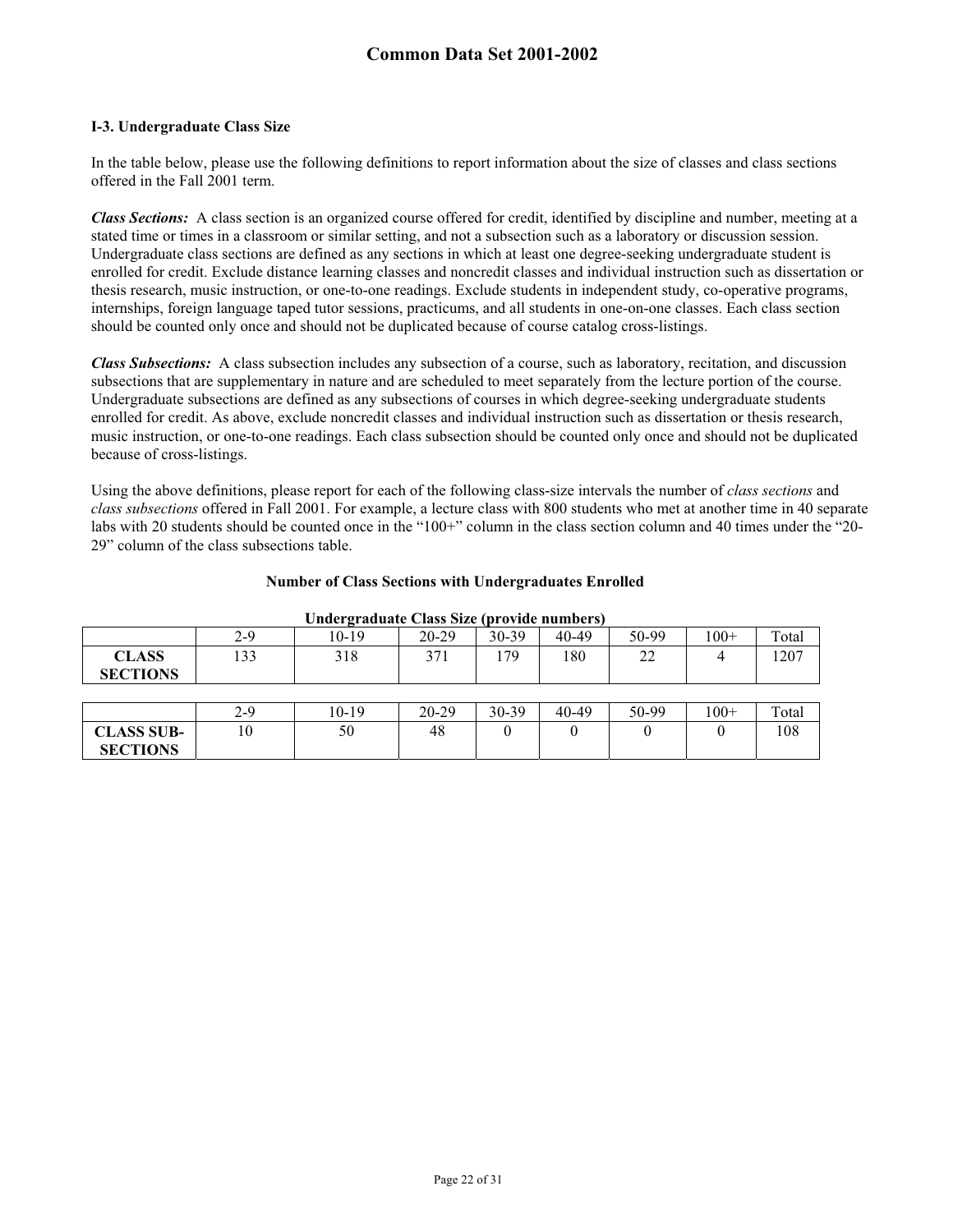## I-3. Undergraduate Class Size

In the table below, please use the following definitions to report information about the size of classes and class sections offered in the Fall 2001 term.

***Class Sections:*** A class section is an organized course offered for credit, identified by discipline and number, meeting at a stated time or times in a classroom or similar setting, and not a subsection such as a laboratory or discussion session. Undergraduate class sections are defined as any sections in which at least one degree-seeking undergraduate student is enrolled for credit. Exclude distance learning classes and noncredit classes and individual instruction such as dissertation or thesis research, music instruction, or one-to-one readings. Exclude students in independent study, co-operative programs, internships, foreign language taped tutor sessions, practicums, and all students in one-on-one classes. Each class section should be counted only once and should not be duplicated because of course catalog cross-listings.

***Class Subsections:*** A class subsection includes any subsection of a course, such as laboratory, recitation, and discussion subsections that are supplementary in nature and are scheduled to meet separately from the lecture portion of the course. Undergraduate subsections are defined as any subsections of courses in which degree-seeking undergraduate students enrolled for credit. As above, exclude noncredit classes and individual instruction such as dissertation or thesis research, music instruction, or one-to-one readings. Each class subsection should be counted only once and should not be duplicated because of cross-listings.

Using the above definitions, please report for each of the following class-size intervals the number of *class sections* and *class subsections* offered in Fall 2001. For example, a lecture class with 800 students who met at another time in 40 separate labs with 20 students should be counted once in the "100+" column in the class section column and 40 times under the "20-29" column of the class subsections table.

**Number of Class Sections with Undergraduates Enrolled**

**Undergraduate Class Size (provide numbers)**

| | 2-9 | 10-19 | 20-29 | 30-39 | 40-49 | 50-99 | 100+ | Total |
|---|---|---|---|---|---|---|---|---|
| **CLASS SECTIONS** | 133 | 318 | 371 | 179 | 180 | 22 | 4 | 1207 |

| | 2-9 | 10-19 | 20-29 | 30-39 | 40-49 | 50-99 | 100+ | Total |
|---|---|---|---|---|---|---|---|---|
| **CLASS SUB-SECTIONS** | 10 | 50 | 48 | 0 | 0 | 0 | 0 | 108 |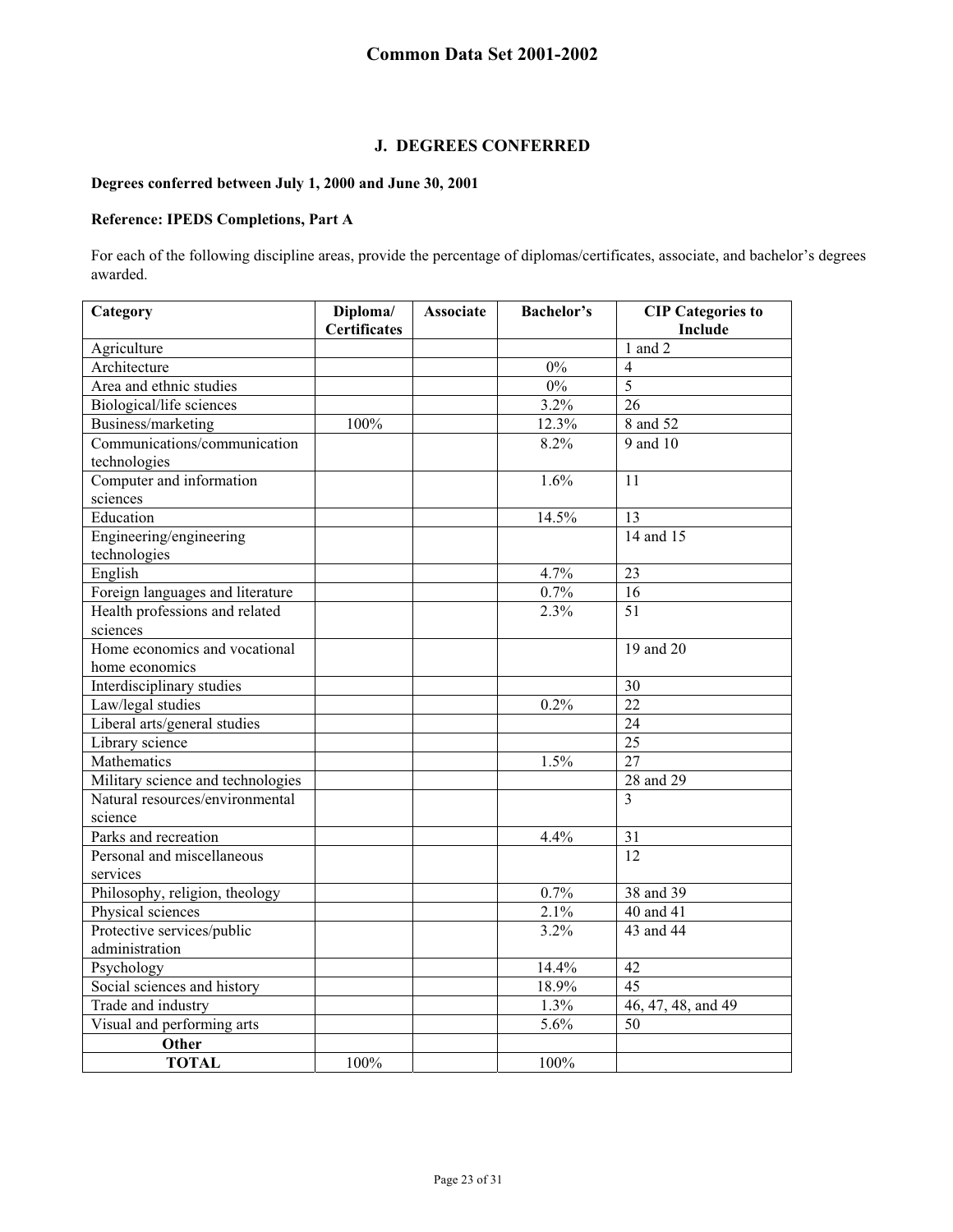## J. DEGREES CONFERRED

**Degrees conferred between July 1, 2000 and June 30, 2001**

**Reference: IPEDS Completions, Part A**

For each of the following discipline areas, provide the percentage of diplomas/certificates, associate, and bachelor's degrees awarded.

| Category | Diploma/ Certificates | Associate | Bachelor's | CIP Categories to Include |
|---|---|---|---|---|
| Agriculture | | | | 1 and 2 |
| Architecture | | | 0% | 4 |
| Area and ethnic studies | | | 0% | 5 |
| Biological/life sciences | | | 3.2% | 26 |
| Business/marketing | 100% | | 12.3% | 8 and 52 |
| Communications/communication technologies | | | 8.2% | 9 and 10 |
| Computer and information sciences | | | 1.6% | 11 |
| Education | | | 14.5% | 13 |
| Engineering/engineering technologies | | | | 14 and 15 |
| English | | | 4.7% | 23 |
| Foreign languages and literature | | | 0.7% | 16 |
| Health professions and related sciences | | | 2.3% | 51 |
| Home economics and vocational home economics | | | | 19 and 20 |
| Interdisciplinary studies | | | | 30 |
| Law/legal studies | | | 0.2% | 22 |
| Liberal arts/general studies | | | | 24 |
| Library science | | | | 25 |
| Mathematics | | | 1.5% | 27 |
| Military science and technologies | | | | 28 and 29 |
| Natural resources/environmental science | | | | 3 |
| Parks and recreation | | | 4.4% | 31 |
| Personal and miscellaneous services | | | | 12 |
| Philosophy, religion, theology | | | 0.7% | 38 and 39 |
| Physical sciences | | | 2.1% | 40 and 41 |
| Protective services/public administration | | | 3.2% | 43 and 44 |
| Psychology | | | 14.4% | 42 |
| Social sciences and history | | | 18.9% | 45 |
| Trade and industry | | | 1.3% | 46, 47, 48, and 49 |
| Visual and performing arts | | | 5.6% | 50 |
| **Other** | | | | |
| **TOTAL** | 100% | | 100% | |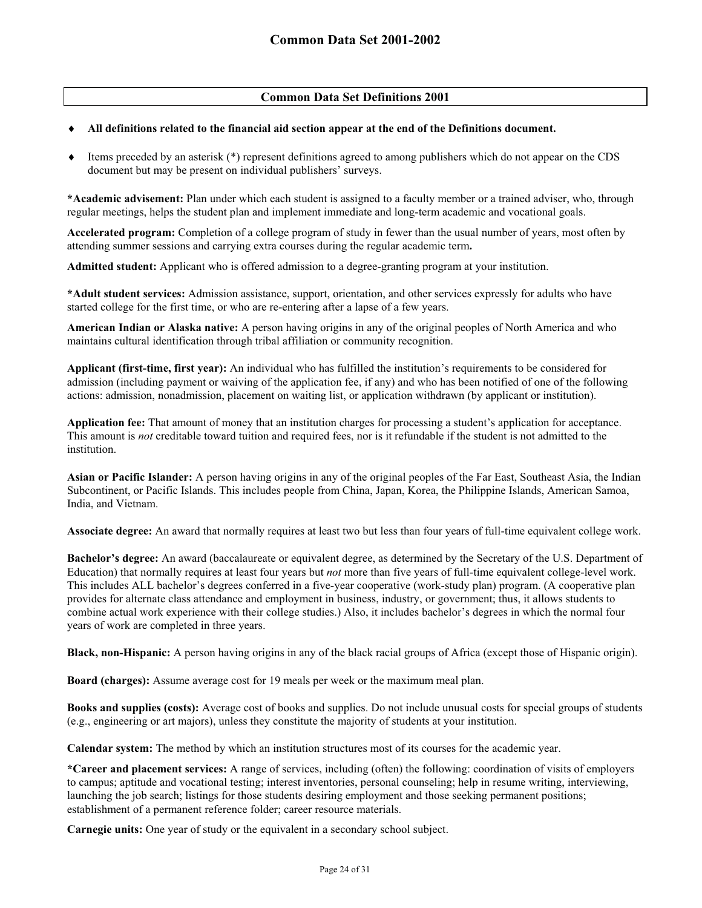## Common Data Set Definitions 2001

- **All definitions related to the financial aid section appear at the end of the Definitions document.**
- Items preceded by an asterisk (*) represent definitions agreed to among publishers which do not appear on the CDS document but may be present on individual publishers' surveys.

**\*Academic advisement:** Plan under which each student is assigned to a faculty member or a trained adviser, who, through regular meetings, helps the student plan and implement immediate and long-term academic and vocational goals.

**Accelerated program:** Completion of a college program of study in fewer than the usual number of years, most often by attending summer sessions and carrying extra courses during the regular academic term**.**

**Admitted student:** Applicant who is offered admission to a degree-granting program at your institution.

**\*Adult student services:** Admission assistance, support, orientation, and other services expressly for adults who have started college for the first time, or who are re-entering after a lapse of a few years.

**American Indian or Alaska native:** A person having origins in any of the original peoples of North America and who maintains cultural identification through tribal affiliation or community recognition.

**Applicant (first-time, first year):** An individual who has fulfilled the institution's requirements to be considered for admission (including payment or waiving of the application fee, if any) and who has been notified of one of the following actions: admission, nonadmission, placement on waiting list, or application withdrawn (by applicant or institution).

**Application fee:** That amount of money that an institution charges for processing a student's application for acceptance. This amount is *not* creditable toward tuition and required fees, nor is it refundable if the student is not admitted to the institution.

**Asian or Pacific Islander:** A person having origins in any of the original peoples of the Far East, Southeast Asia, the Indian Subcontinent, or Pacific Islands. This includes people from China, Japan, Korea, the Philippine Islands, American Samoa, India, and Vietnam.

**Associate degree:** An award that normally requires at least two but less than four years of full-time equivalent college work.

**Bachelor's degree:** An award (baccalaureate or equivalent degree, as determined by the Secretary of the U.S. Department of Education) that normally requires at least four years but *not* more than five years of full-time equivalent college-level work. This includes ALL bachelor's degrees conferred in a five-year cooperative (work-study plan) program. (A cooperative plan provides for alternate class attendance and employment in business, industry, or government; thus, it allows students to combine actual work experience with their college studies.) Also, it includes bachelor's degrees in which the normal four years of work are completed in three years.

**Black, non-Hispanic:** A person having origins in any of the black racial groups of Africa (except those of Hispanic origin).

**Board (charges):** Assume average cost for 19 meals per week or the maximum meal plan.

**Books and supplies (costs):** Average cost of books and supplies. Do not include unusual costs for special groups of students (e.g., engineering or art majors), unless they constitute the majority of students at your institution.

**Calendar system:** The method by which an institution structures most of its courses for the academic year.

**\*Career and placement services:** A range of services, including (often) the following: coordination of visits of employers to campus; aptitude and vocational testing; interest inventories, personal counseling; help in resume writing, interviewing, launching the job search; listings for those students desiring employment and those seeking permanent positions; establishment of a permanent reference folder; career resource materials.

**Carnegie units:** One year of study or the equivalent in a secondary school subject.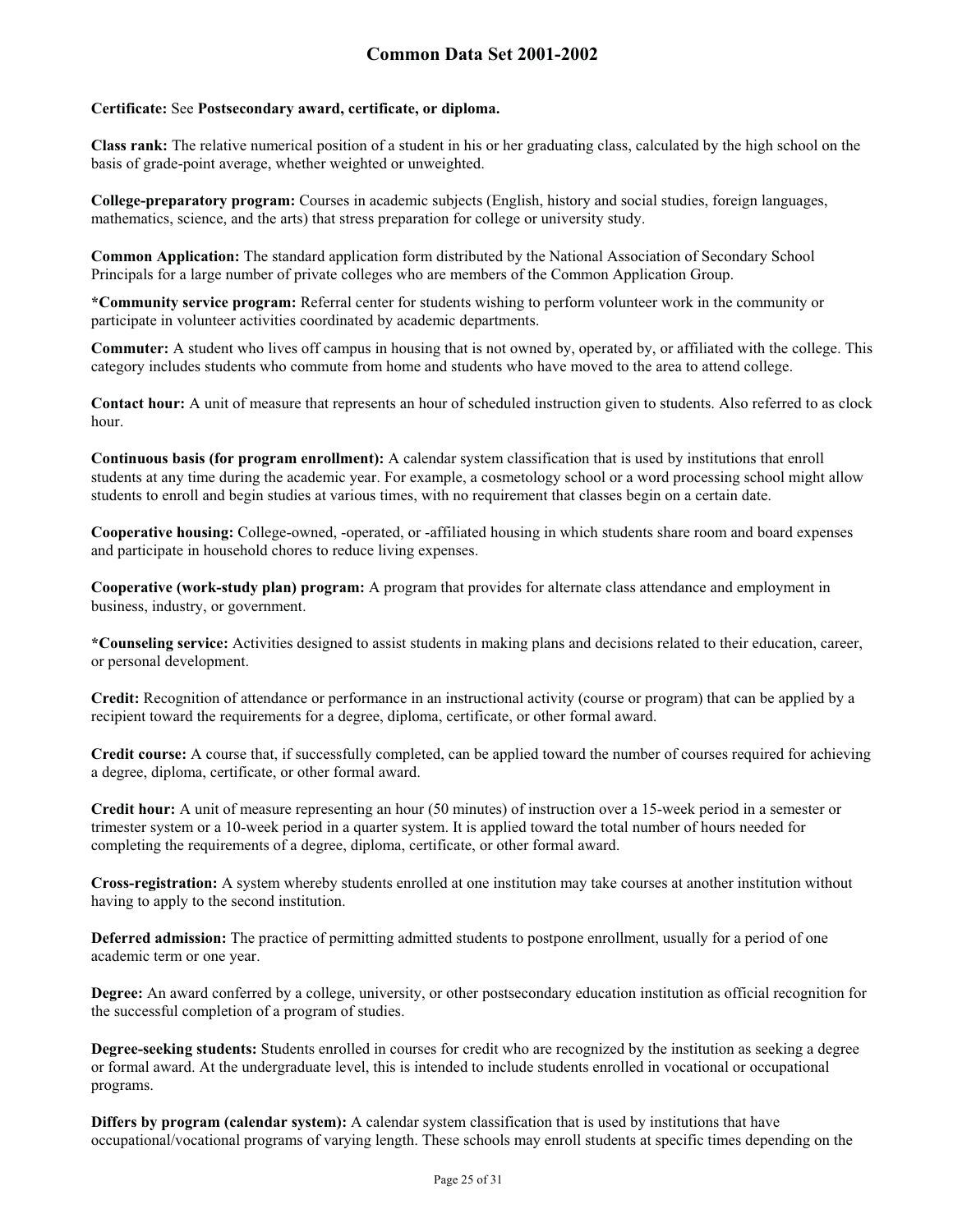**Certificate:** See **Postsecondary award, certificate, or diploma.**

**Class rank:** The relative numerical position of a student in his or her graduating class, calculated by the high school on the basis of grade-point average, whether weighted or unweighted.

**College-preparatory program:** Courses in academic subjects (English, history and social studies, foreign languages, mathematics, science, and the arts) that stress preparation for college or university study.

**Common Application:** The standard application form distributed by the National Association of Secondary School Principals for a large number of private colleges who are members of the Common Application Group.

***Community service program:** Referral center for students wishing to perform volunteer work in the community or participate in volunteer activities coordinated by academic departments.

**Commuter:** A student who lives off campus in housing that is not owned by, operated by, or affiliated with the college. This category includes students who commute from home and students who have moved to the area to attend college.

**Contact hour:** A unit of measure that represents an hour of scheduled instruction given to students. Also referred to as clock hour.

**Continuous basis (for program enrollment):** A calendar system classification that is used by institutions that enroll students at any time during the academic year. For example, a cosmetology school or a word processing school might allow students to enroll and begin studies at various times, with no requirement that classes begin on a certain date.

**Cooperative housing:** College-owned, -operated, or -affiliated housing in which students share room and board expenses and participate in household chores to reduce living expenses.

**Cooperative (work-study plan) program:** A program that provides for alternate class attendance and employment in business, industry, or government.

***Counseling service:** Activities designed to assist students in making plans and decisions related to their education, career, or personal development.

**Credit:** Recognition of attendance or performance in an instructional activity (course or program) that can be applied by a recipient toward the requirements for a degree, diploma, certificate, or other formal award.

**Credit course:** A course that, if successfully completed, can be applied toward the number of courses required for achieving a degree, diploma, certificate, or other formal award.

**Credit hour:** A unit of measure representing an hour (50 minutes) of instruction over a 15-week period in a semester or trimester system or a 10-week period in a quarter system. It is applied toward the total number of hours needed for completing the requirements of a degree, diploma, certificate, or other formal award.

**Cross-registration:** A system whereby students enrolled at one institution may take courses at another institution without having to apply to the second institution.

**Deferred admission:** The practice of permitting admitted students to postpone enrollment, usually for a period of one academic term or one year.

**Degree:** An award conferred by a college, university, or other postsecondary education institution as official recognition for the successful completion of a program of studies.

**Degree-seeking students:** Students enrolled in courses for credit who are recognized by the institution as seeking a degree or formal award. At the undergraduate level, this is intended to include students enrolled in vocational or occupational programs.

**Differs by program (calendar system):** A calendar system classification that is used by institutions that have occupational/vocational programs of varying length. These schools may enroll students at specific times depending on the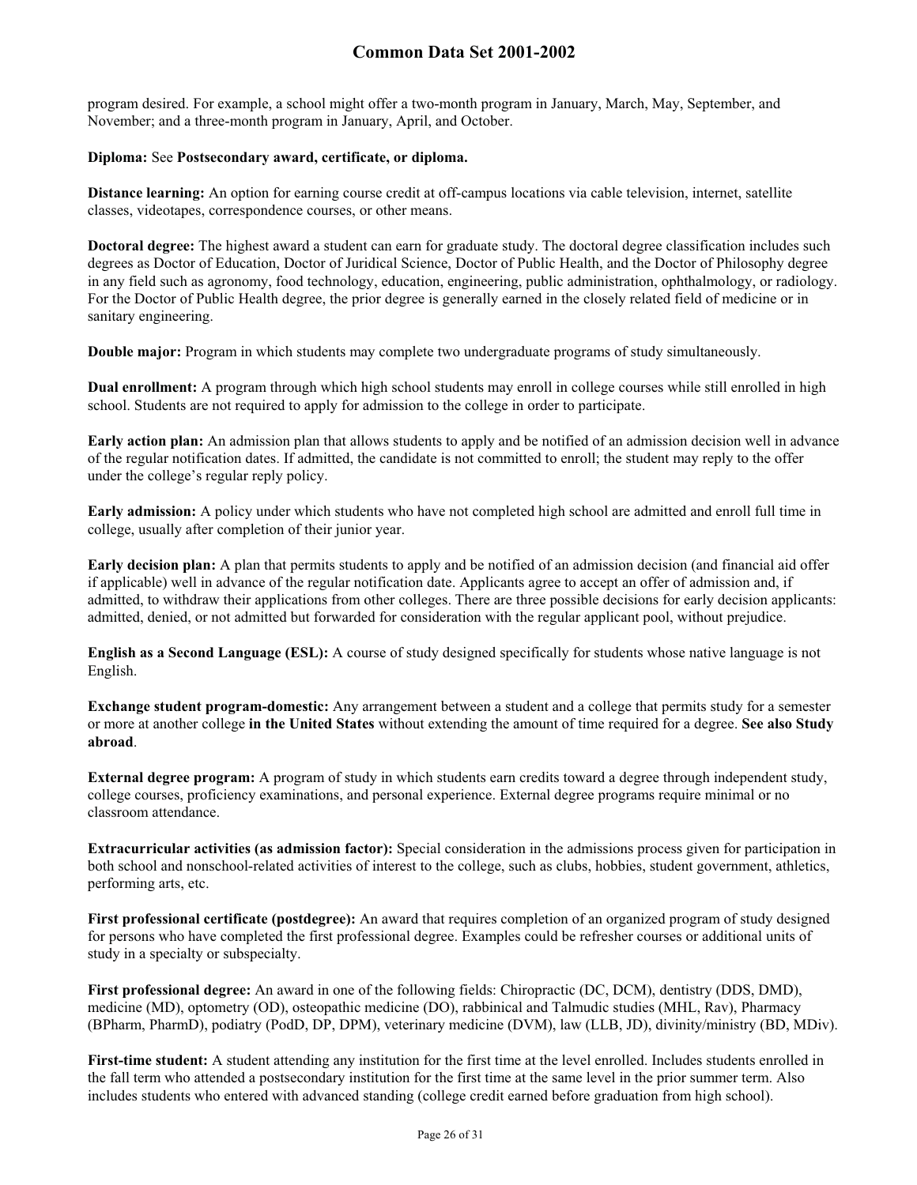program desired. For example, a school might offer a two-month program in January, March, May, September, and November; and a three-month program in January, April, and October.

**Diploma:** See **Postsecondary award, certificate, or diploma.**

**Distance learning:** An option for earning course credit at off-campus locations via cable television, internet, satellite classes, videotapes, correspondence courses, or other means.

**Doctoral degree:** The highest award a student can earn for graduate study. The doctoral degree classification includes such degrees as Doctor of Education, Doctor of Juridical Science, Doctor of Public Health, and the Doctor of Philosophy degree in any field such as agronomy, food technology, education, engineering, public administration, ophthalmology, or radiology. For the Doctor of Public Health degree, the prior degree is generally earned in the closely related field of medicine or in sanitary engineering.

**Double major:** Program in which students may complete two undergraduate programs of study simultaneously.

**Dual enrollment:** A program through which high school students may enroll in college courses while still enrolled in high school. Students are not required to apply for admission to the college in order to participate.

**Early action plan:** An admission plan that allows students to apply and be notified of an admission decision well in advance of the regular notification dates. If admitted, the candidate is not committed to enroll; the student may reply to the offer under the college's regular reply policy.

**Early admission:** A policy under which students who have not completed high school are admitted and enroll full time in college, usually after completion of their junior year.

**Early decision plan:** A plan that permits students to apply and be notified of an admission decision (and financial aid offer if applicable) well in advance of the regular notification date. Applicants agree to accept an offer of admission and, if admitted, to withdraw their applications from other colleges. There are three possible decisions for early decision applicants: admitted, denied, or not admitted but forwarded for consideration with the regular applicant pool, without prejudice.

**English as a Second Language (ESL):** A course of study designed specifically for students whose native language is not English.

**Exchange student program-domestic:** Any arrangement between a student and a college that permits study for a semester or more at another college **in the United States** without extending the amount of time required for a degree. **See also Study abroad**.

**External degree program:** A program of study in which students earn credits toward a degree through independent study, college courses, proficiency examinations, and personal experience. External degree programs require minimal or no classroom attendance.

**Extracurricular activities (as admission factor):** Special consideration in the admissions process given for participation in both school and nonschool-related activities of interest to the college, such as clubs, hobbies, student government, athletics, performing arts, etc.

**First professional certificate (postdegree):** An award that requires completion of an organized program of study designed for persons who have completed the first professional degree. Examples could be refresher courses or additional units of study in a specialty or subspecialty.

**First professional degree:** An award in one of the following fields: Chiropractic (DC, DCM), dentistry (DDS, DMD), medicine (MD), optometry (OD), osteopathic medicine (DO), rabbinical and Talmudic studies (MHL, Rav), Pharmacy (BPharm, PharmD), podiatry (PodD, DP, DPM), veterinary medicine (DVM), law (LLB, JD), divinity/ministry (BD, MDiv).

**First-time student:** A student attending any institution for the first time at the level enrolled. Includes students enrolled in the fall term who attended a postsecondary institution for the first time at the same level in the prior summer term. Also includes students who entered with advanced standing (college credit earned before graduation from high school).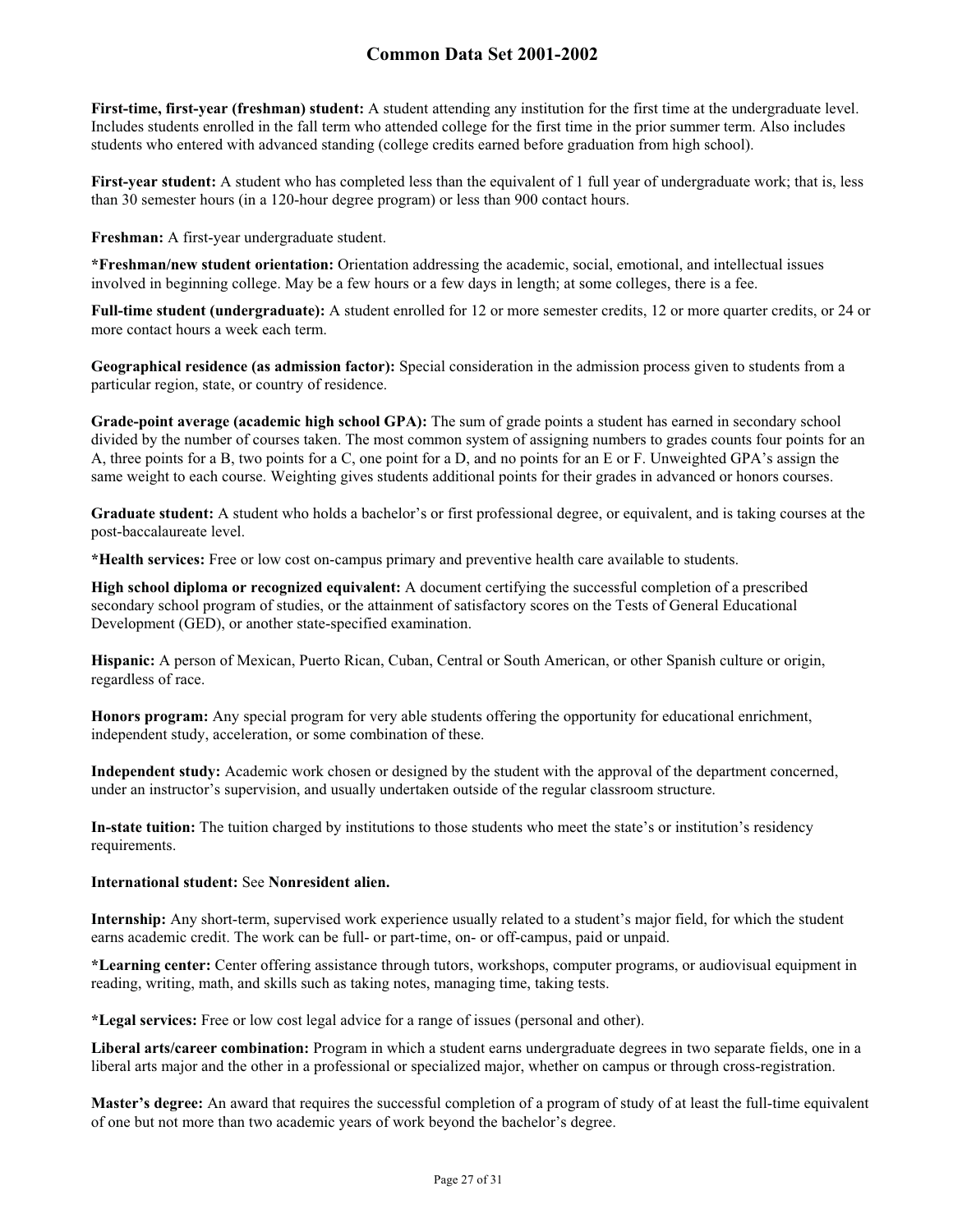**First-time, first-year (freshman) student:** A student attending any institution for the first time at the undergraduate level. Includes students enrolled in the fall term who attended college for the first time in the prior summer term. Also includes students who entered with advanced standing (college credits earned before graduation from high school).

**First-year student:** A student who has completed less than the equivalent of 1 full year of undergraduate work; that is, less than 30 semester hours (in a 120-hour degree program) or less than 900 contact hours.

**Freshman:** A first-year undergraduate student.

**\*Freshman/new student orientation:** Orientation addressing the academic, social, emotional, and intellectual issues involved in beginning college. May be a few hours or a few days in length; at some colleges, there is a fee.

**Full-time student (undergraduate):** A student enrolled for 12 or more semester credits, 12 or more quarter credits, or 24 or more contact hours a week each term.

**Geographical residence (as admission factor):** Special consideration in the admission process given to students from a particular region, state, or country of residence.

**Grade-point average (academic high school GPA):** The sum of grade points a student has earned in secondary school divided by the number of courses taken. The most common system of assigning numbers to grades counts four points for an A, three points for a B, two points for a C, one point for a D, and no points for an E or F. Unweighted GPA's assign the same weight to each course. Weighting gives students additional points for their grades in advanced or honors courses.

**Graduate student:** A student who holds a bachelor's or first professional degree, or equivalent, and is taking courses at the post-baccalaureate level.

**\*Health services:** Free or low cost on-campus primary and preventive health care available to students.

**High school diploma or recognized equivalent:** A document certifying the successful completion of a prescribed secondary school program of studies, or the attainment of satisfactory scores on the Tests of General Educational Development (GED), or another state-specified examination.

**Hispanic:** A person of Mexican, Puerto Rican, Cuban, Central or South American, or other Spanish culture or origin, regardless of race.

**Honors program:** Any special program for very able students offering the opportunity for educational enrichment, independent study, acceleration, or some combination of these.

**Independent study:** Academic work chosen or designed by the student with the approval of the department concerned, under an instructor's supervision, and usually undertaken outside of the regular classroom structure.

**In-state tuition:** The tuition charged by institutions to those students who meet the state's or institution's residency requirements.

**International student:** See **Nonresident alien.**

**Internship:** Any short-term, supervised work experience usually related to a student's major field, for which the student earns academic credit. The work can be full- or part-time, on- or off-campus, paid or unpaid.

**\*Learning center:** Center offering assistance through tutors, workshops, computer programs, or audiovisual equipment in reading, writing, math, and skills such as taking notes, managing time, taking tests.

**\*Legal services:** Free or low cost legal advice for a range of issues (personal and other).

**Liberal arts/career combination:** Program in which a student earns undergraduate degrees in two separate fields, one in a liberal arts major and the other in a professional or specialized major, whether on campus or through cross-registration.

**Master's degree:** An award that requires the successful completion of a program of study of at least the full-time equivalent of one but not more than two academic years of work beyond the bachelor's degree.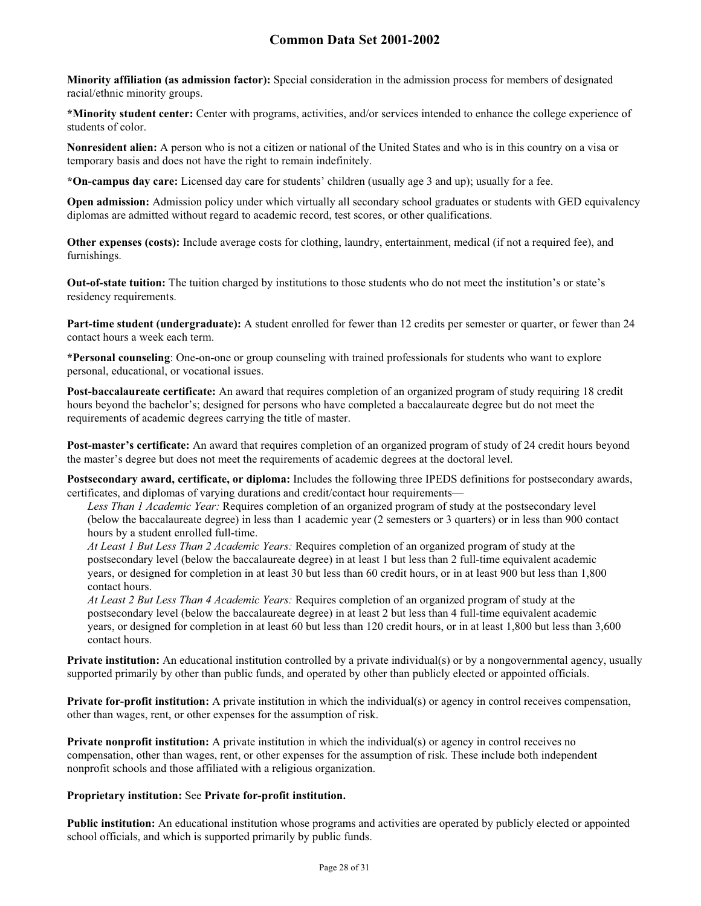**Minority affiliation (as admission factor):** Special consideration in the admission process for members of designated racial/ethnic minority groups.

***Minority student center:** Center with programs, activities, and/or services intended to enhance the college experience of students of color.

**Nonresident alien:** A person who is not a citizen or national of the United States and who is in this country on a visa or temporary basis and does not have the right to remain indefinitely.

***On-campus day care:** Licensed day care for students' children (usually age 3 and up); usually for a fee.

**Open admission:** Admission policy under which virtually all secondary school graduates or students with GED equivalency diplomas are admitted without regard to academic record, test scores, or other qualifications.

**Other expenses (costs):** Include average costs for clothing, laundry, entertainment, medical (if not a required fee), and furnishings.

**Out-of-state tuition:** The tuition charged by institutions to those students who do not meet the institution's or state's residency requirements.

**Part-time student (undergraduate):** A student enrolled for fewer than 12 credits per semester or quarter, or fewer than 24 contact hours a week each term.

***Personal counseling**: One-on-one or group counseling with trained professionals for students who want to explore personal, educational, or vocational issues.

**Post-baccalaureate certificate:** An award that requires completion of an organized program of study requiring 18 credit hours beyond the bachelor's; designed for persons who have completed a baccalaureate degree but do not meet the requirements of academic degrees carrying the title of master.

**Post-master's certificate:** An award that requires completion of an organized program of study of 24 credit hours beyond the master's degree but does not meet the requirements of academic degrees at the doctoral level.

**Postsecondary award, certificate, or diploma:** Includes the following three IPEDS definitions for postsecondary awards, certificates, and diplomas of varying durations and credit/contact hour requirements—

*Less Than 1 Academic Year:* Requires completion of an organized program of study at the postsecondary level (below the baccalaureate degree) in less than 1 academic year (2 semesters or 3 quarters) or in less than 900 contact hours by a student enrolled full-time.

*At Least 1 But Less Than 2 Academic Years:* Requires completion of an organized program of study at the postsecondary level (below the baccalaureate degree) in at least 1 but less than 2 full-time equivalent academic years, or designed for completion in at least 30 but less than 60 credit hours, or in at least 900 but less than 1,800 contact hours.

*At Least 2 But Less Than 4 Academic Years:* Requires completion of an organized program of study at the postsecondary level (below the baccalaureate degree) in at least 2 but less than 4 full-time equivalent academic years, or designed for completion in at least 60 but less than 120 credit hours, or in at least 1,800 but less than 3,600 contact hours.

**Private institution:** An educational institution controlled by a private individual(s) or by a nongovernmental agency, usually supported primarily by other than public funds, and operated by other than publicly elected or appointed officials.

**Private for-profit institution:** A private institution in which the individual(s) or agency in control receives compensation, other than wages, rent, or other expenses for the assumption of risk.

**Private nonprofit institution:** A private institution in which the individual(s) or agency in control receives no compensation, other than wages, rent, or other expenses for the assumption of risk. These include both independent nonprofit schools and those affiliated with a religious organization.

**Proprietary institution:** See **Private for-profit institution.**

**Public institution:** An educational institution whose programs and activities are operated by publicly elected or appointed school officials, and which is supported primarily by public funds.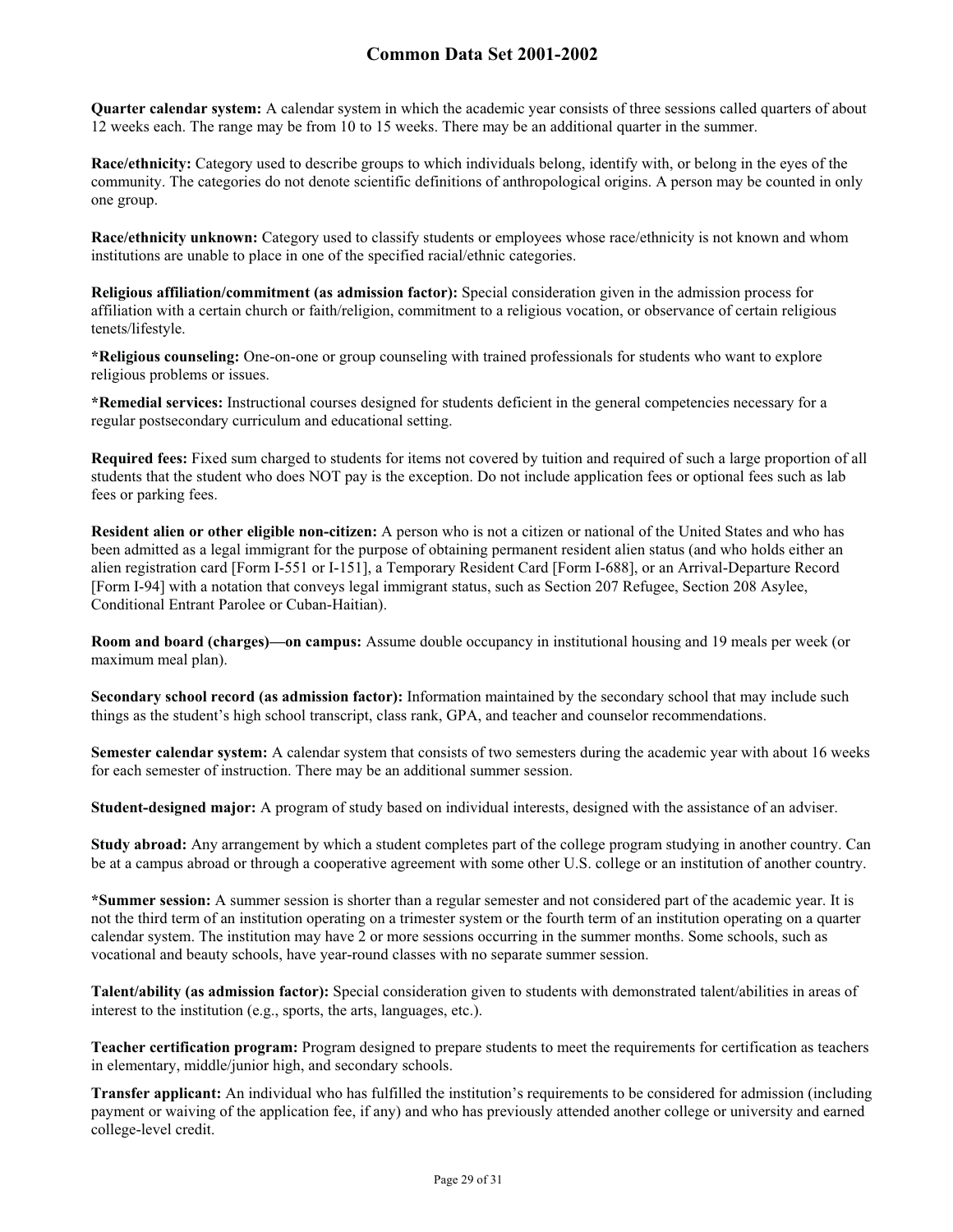**Quarter calendar system:** A calendar system in which the academic year consists of three sessions called quarters of about 12 weeks each. The range may be from 10 to 15 weeks. There may be an additional quarter in the summer.

**Race/ethnicity:** Category used to describe groups to which individuals belong, identify with, or belong in the eyes of the community. The categories do not denote scientific definitions of anthropological origins. A person may be counted in only one group.

**Race/ethnicity unknown:** Category used to classify students or employees whose race/ethnicity is not known and whom institutions are unable to place in one of the specified racial/ethnic categories.

**Religious affiliation/commitment (as admission factor):** Special consideration given in the admission process for affiliation with a certain church or faith/religion, commitment to a religious vocation, or observance of certain religious tenets/lifestyle.

**\*Religious counseling:** One-on-one or group counseling with trained professionals for students who want to explore religious problems or issues.

**\*Remedial services:** Instructional courses designed for students deficient in the general competencies necessary for a regular postsecondary curriculum and educational setting.

**Required fees:** Fixed sum charged to students for items not covered by tuition and required of such a large proportion of all students that the student who does NOT pay is the exception. Do not include application fees or optional fees such as lab fees or parking fees.

**Resident alien or other eligible non-citizen:** A person who is not a citizen or national of the United States and who has been admitted as a legal immigrant for the purpose of obtaining permanent resident alien status (and who holds either an alien registration card [Form I-551 or I-151], a Temporary Resident Card [Form I-688], or an Arrival-Departure Record [Form I-94] with a notation that conveys legal immigrant status, such as Section 207 Refugee, Section 208 Asylee, Conditional Entrant Parolee or Cuban-Haitian).

**Room and board (charges)—on campus:** Assume double occupancy in institutional housing and 19 meals per week (or maximum meal plan).

**Secondary school record (as admission factor):** Information maintained by the secondary school that may include such things as the student's high school transcript, class rank, GPA, and teacher and counselor recommendations.

**Semester calendar system:** A calendar system that consists of two semesters during the academic year with about 16 weeks for each semester of instruction. There may be an additional summer session.

**Student-designed major:** A program of study based on individual interests, designed with the assistance of an adviser.

**Study abroad:** Any arrangement by which a student completes part of the college program studying in another country. Can be at a campus abroad or through a cooperative agreement with some other U.S. college or an institution of another country.

**\*Summer session:** A summer session is shorter than a regular semester and not considered part of the academic year. It is not the third term of an institution operating on a trimester system or the fourth term of an institution operating on a quarter calendar system. The institution may have 2 or more sessions occurring in the summer months. Some schools, such as vocational and beauty schools, have year-round classes with no separate summer session.

**Talent/ability (as admission factor):** Special consideration given to students with demonstrated talent/abilities in areas of interest to the institution (e.g., sports, the arts, languages, etc.).

**Teacher certification program:** Program designed to prepare students to meet the requirements for certification as teachers in elementary, middle/junior high, and secondary schools.

**Transfer applicant:** An individual who has fulfilled the institution's requirements to be considered for admission (including payment or waiving of the application fee, if any) and who has previously attended another college or university and earned college-level credit.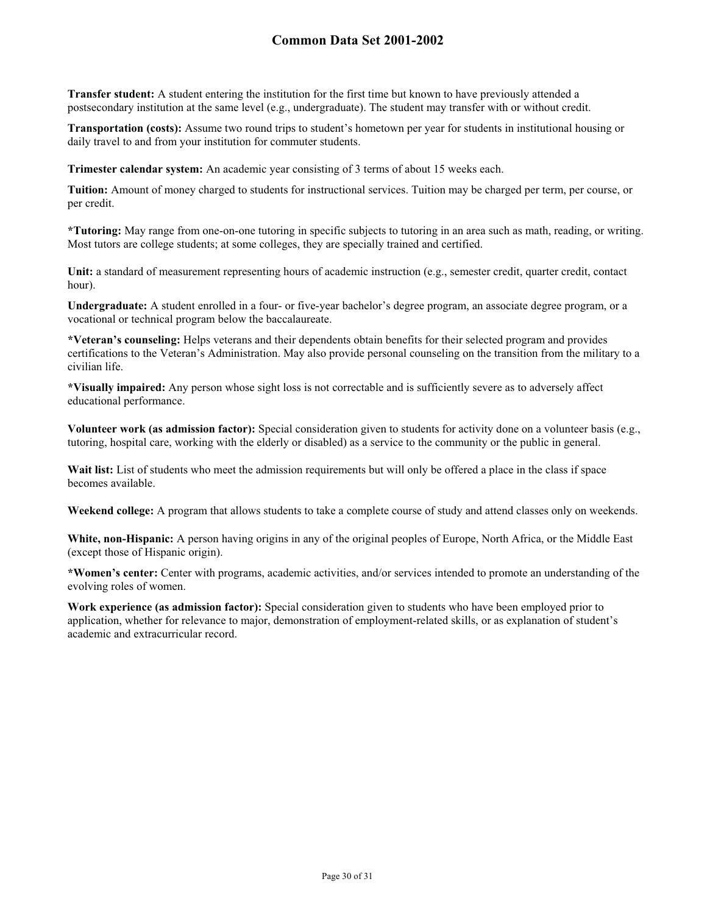**Transfer student:** A student entering the institution for the first time but known to have previously attended a postsecondary institution at the same level (e.g., undergraduate). The student may transfer with or without credit.

**Transportation (costs):** Assume two round trips to student's hometown per year for students in institutional housing or daily travel to and from your institution for commuter students.

**Trimester calendar system:** An academic year consisting of 3 terms of about 15 weeks each.

**Tuition:** Amount of money charged to students for instructional services. Tuition may be charged per term, per course, or per credit.

**\*Tutoring:** May range from one-on-one tutoring in specific subjects to tutoring in an area such as math, reading, or writing. Most tutors are college students; at some colleges, they are specially trained and certified.

**Unit:** a standard of measurement representing hours of academic instruction (e.g., semester credit, quarter credit, contact hour).

**Undergraduate:** A student enrolled in a four- or five-year bachelor's degree program, an associate degree program, or a vocational or technical program below the baccalaureate.

**\*Veteran's counseling:** Helps veterans and their dependents obtain benefits for their selected program and provides certifications to the Veteran's Administration. May also provide personal counseling on the transition from the military to a civilian life.

**\*Visually impaired:** Any person whose sight loss is not correctable and is sufficiently severe as to adversely affect educational performance.

**Volunteer work (as admission factor):** Special consideration given to students for activity done on a volunteer basis (e.g., tutoring, hospital care, working with the elderly or disabled) as a service to the community or the public in general.

**Wait list:** List of students who meet the admission requirements but will only be offered a place in the class if space becomes available.

**Weekend college:** A program that allows students to take a complete course of study and attend classes only on weekends.

**White, non-Hispanic:** A person having origins in any of the original peoples of Europe, North Africa, or the Middle East (except those of Hispanic origin).

**\*Women's center:** Center with programs, academic activities, and/or services intended to promote an understanding of the evolving roles of women.

**Work experience (as admission factor):** Special consideration given to students who have been employed prior to application, whether for relevance to major, demonstration of employment-related skills, or as explanation of student's academic and extracurricular record.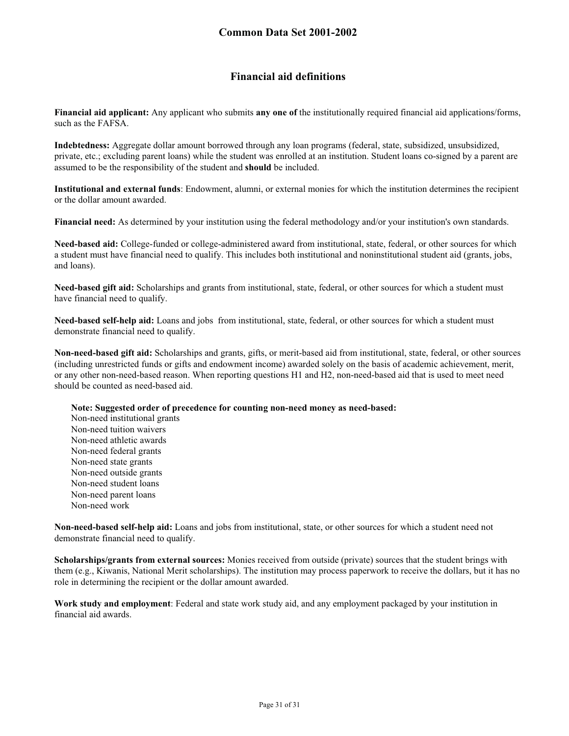## Financial aid definitions

**Financial aid applicant:** Any applicant who submits **any one of** the institutionally required financial aid applications/forms, such as the FAFSA.

**Indebtedness:** Aggregate dollar amount borrowed through any loan programs (federal, state, subsidized, unsubsidized, private, etc.; excluding parent loans) while the student was enrolled at an institution. Student loans co-signed by a parent are assumed to be the responsibility of the student and **should** be included.

**Institutional and external funds**: Endowment, alumni, or external monies for which the institution determines the recipient or the dollar amount awarded.

**Financial need:** As determined by your institution using the federal methodology and/or your institution's own standards.

**Need-based aid:** College-funded or college-administered award from institutional, state, federal, or other sources for which a student must have financial need to qualify. This includes both institutional and noninstitutional student aid (grants, jobs, and loans).

**Need-based gift aid:** Scholarships and grants from institutional, state, federal, or other sources for which a student must have financial need to qualify.

**Need-based self-help aid:** Loans and jobs from institutional, state, federal, or other sources for which a student must demonstrate financial need to qualify.

**Non-need-based gift aid:** Scholarships and grants, gifts, or merit-based aid from institutional, state, federal, or other sources (including unrestricted funds or gifts and endowment income) awarded solely on the basis of academic achievement, merit, or any other non-need-based reason. When reporting questions H1 and H2, non-need-based aid that is used to meet need should be counted as need-based aid.

> **Note: Suggested order of precedence for counting non-need money as need-based:**
> Non-need institutional grants
> Non-need tuition waivers
> Non-need athletic awards
> Non-need federal grants
> Non-need state grants
> Non-need outside grants
> Non-need student loans
> Non-need parent loans
> Non-need work

**Non-need-based self-help aid:** Loans and jobs from institutional, state, or other sources for which a student need not demonstrate financial need to qualify.

**Scholarships/grants from external sources:** Monies received from outside (private) sources that the student brings with them (e.g., Kiwanis, National Merit scholarships). The institution may process paperwork to receive the dollars, but it has no role in determining the recipient or the dollar amount awarded.

**Work study and employment**: Federal and state work study aid, and any employment packaged by your institution in financial aid awards.